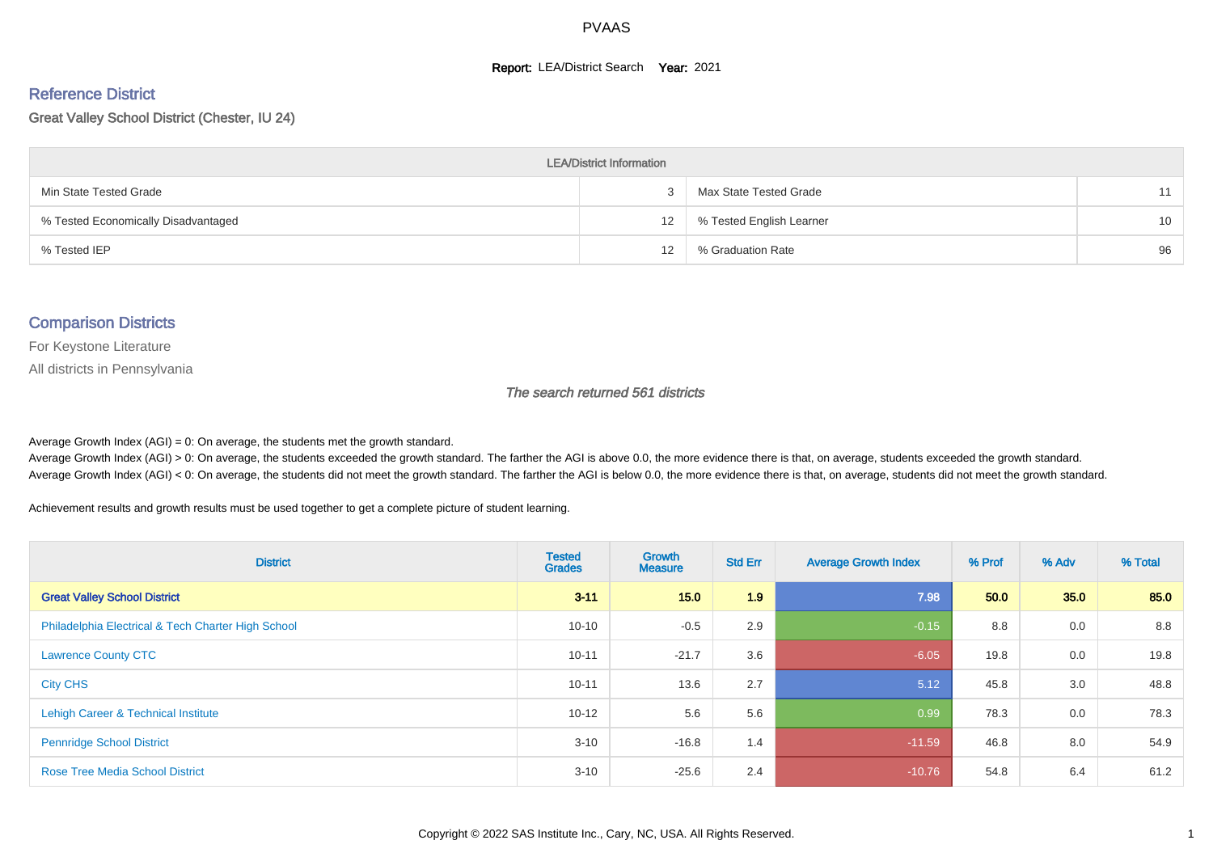PVAAS

**Report:** LEA/District Search **Year:** 2021

## Reference District

Great Valley School District (Chester, IU 24)

| LEA/District Information | | | |
|---|---|---|---|
| Min State Tested Grade | 3 | Max State Tested Grade | 11 |
| % Tested Economically Disadvantaged | 12 | % Tested English Learner | 10 |
| % Tested IEP | 12 | % Graduation Rate | 96 |

## Comparison Districts

For Keystone Literature

All districts in Pennsylvania

*The search returned 561 districts*

Average Growth Index (AGI) = 0: On average, the students met the growth standard.
Average Growth Index (AGI) > 0: On average, the students exceeded the growth standard. The farther the AGI is above 0.0, the more evidence there is that, on average, students exceeded the growth standard.
Average Growth Index (AGI) < 0: On average, the students did not meet the growth standard. The farther the AGI is below 0.0, the more evidence there is that, on average, students did not meet the growth standard.

Achievement results and growth results must be used together to get a complete picture of student learning.

| District | Tested Grades | Growth Measure | Std Err | Average Growth Index | % Prof | % Adv | % Total |
|---|---|---|---|---|---|---|---|
| **Great Valley School District** | **3-11** | **15.0** | **1.9** | **7.98** | **50.0** | **35.0** | **85.0** |
| Philadelphia Electrical & Tech Charter High School | 10-10 | -0.5 | 2.9 | -0.15 | 8.8 | 0.0 | 8.8 |
| Lawrence County CTC | 10-11 | -21.7 | 3.6 | -6.05 | 19.8 | 0.0 | 19.8 |
| City CHS | 10-11 | 13.6 | 2.7 | 5.12 | 45.8 | 3.0 | 48.8 |
| Lehigh Career & Technical Institute | 10-12 | 5.6 | 5.6 | 0.99 | 78.3 | 0.0 | 78.3 |
| Pennridge School District | 3-10 | -16.8 | 1.4 | -11.59 | 46.8 | 8.0 | 54.9 |
| Rose Tree Media School District | 3-10 | -25.6 | 2.4 | -10.76 | 54.8 | 6.4 | 61.2 |

Copyright © 2022 SAS Institute Inc., Cary, NC, USA. All Rights Reserved.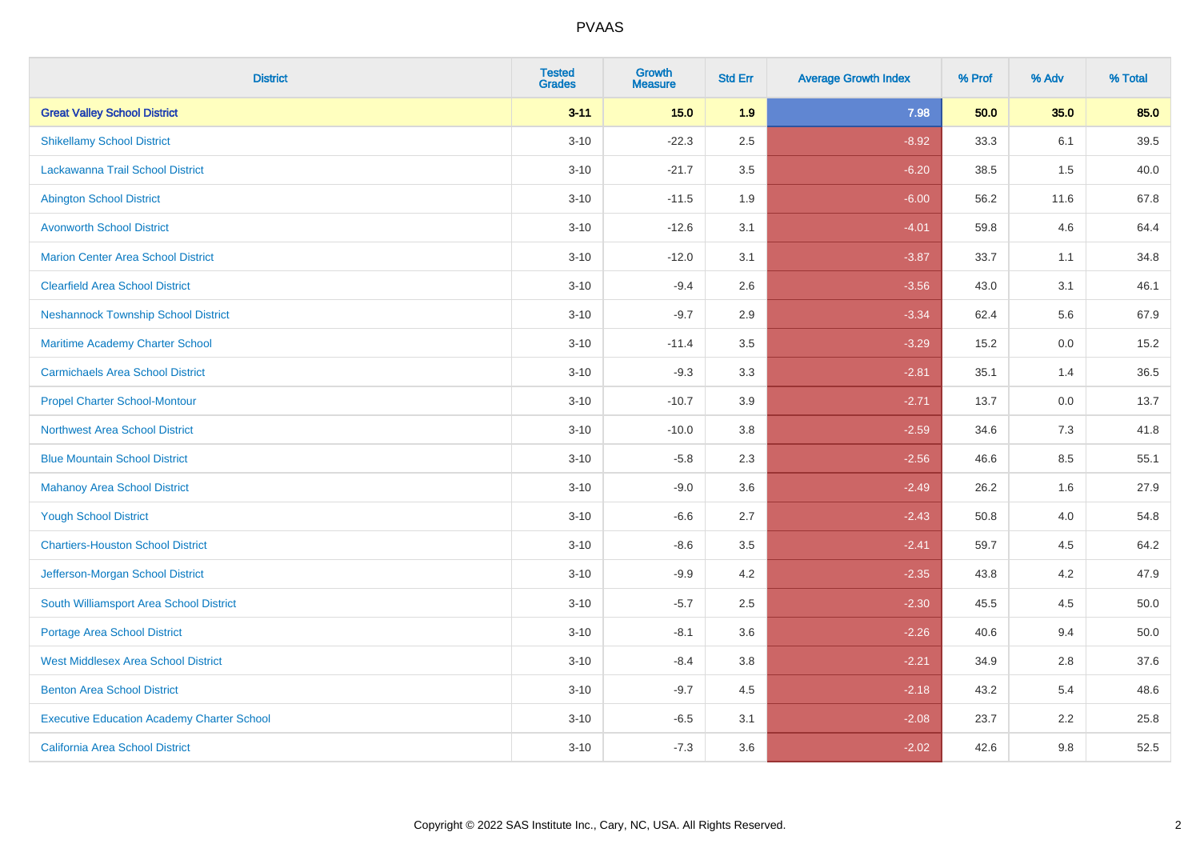# PVAAS

| District | Tested Grades | Growth Measure | Std Err | Average Growth Index | % Prof | % Adv | % Total |
|---|---|---|---|---|---|---|---|
| **Great Valley School District** | **3-11** | **15.0** | **1.9** | **7.98** | **50.0** | **35.0** | **85.0** |
| Shikellamy School District | 3-10 | -22.3 | 2.5 | -8.92 | 33.3 | 6.1 | 39.5 |
| Lackawanna Trail School District | 3-10 | -21.7 | 3.5 | -6.20 | 38.5 | 1.5 | 40.0 |
| Abington School District | 3-10 | -11.5 | 1.9 | -6.00 | 56.2 | 11.6 | 67.8 |
| Avonworth School District | 3-10 | -12.6 | 3.1 | -4.01 | 59.8 | 4.6 | 64.4 |
| Marion Center Area School District | 3-10 | -12.0 | 3.1 | -3.87 | 33.7 | 1.1 | 34.8 |
| Clearfield Area School District | 3-10 | -9.4 | 2.6 | -3.56 | 43.0 | 3.1 | 46.1 |
| Neshannock Township School District | 3-10 | -9.7 | 2.9 | -3.34 | 62.4 | 5.6 | 67.9 |
| Maritime Academy Charter School | 3-10 | -11.4 | 3.5 | -3.29 | 15.2 | 0.0 | 15.2 |
| Carmichaels Area School District | 3-10 | -9.3 | 3.3 | -2.81 | 35.1 | 1.4 | 36.5 |
| Propel Charter School-Montour | 3-10 | -10.7 | 3.9 | -2.71 | 13.7 | 0.0 | 13.7 |
| Northwest Area School District | 3-10 | -10.0 | 3.8 | -2.59 | 34.6 | 7.3 | 41.8 |
| Blue Mountain School District | 3-10 | -5.8 | 2.3 | -2.56 | 46.6 | 8.5 | 55.1 |
| Mahanoy Area School District | 3-10 | -9.0 | 3.6 | -2.49 | 26.2 | 1.6 | 27.9 |
| Yough School District | 3-10 | -6.6 | 2.7 | -2.43 | 50.8 | 4.0 | 54.8 |
| Chartiers-Houston School District | 3-10 | -8.6 | 3.5 | -2.41 | 59.7 | 4.5 | 64.2 |
| Jefferson-Morgan School District | 3-10 | -9.9 | 4.2 | -2.35 | 43.8 | 4.2 | 47.9 |
| South Williamsport Area School District | 3-10 | -5.7 | 2.5 | -2.30 | 45.5 | 4.5 | 50.0 |
| Portage Area School District | 3-10 | -8.1 | 3.6 | -2.26 | 40.6 | 9.4 | 50.0 |
| West Middlesex Area School District | 3-10 | -8.4 | 3.8 | -2.21 | 34.9 | 2.8 | 37.6 |
| Benton Area School District | 3-10 | -9.7 | 4.5 | -2.18 | 43.2 | 5.4 | 48.6 |
| Executive Education Academy Charter School | 3-10 | -6.5 | 3.1 | -2.08 | 23.7 | 2.2 | 25.8 |
| California Area School District | 3-10 | -7.3 | 3.6 | -2.02 | 42.6 | 9.8 | 52.5 |

Copyright © 2022 SAS Institute Inc., Cary, NC, USA. All Rights Reserved.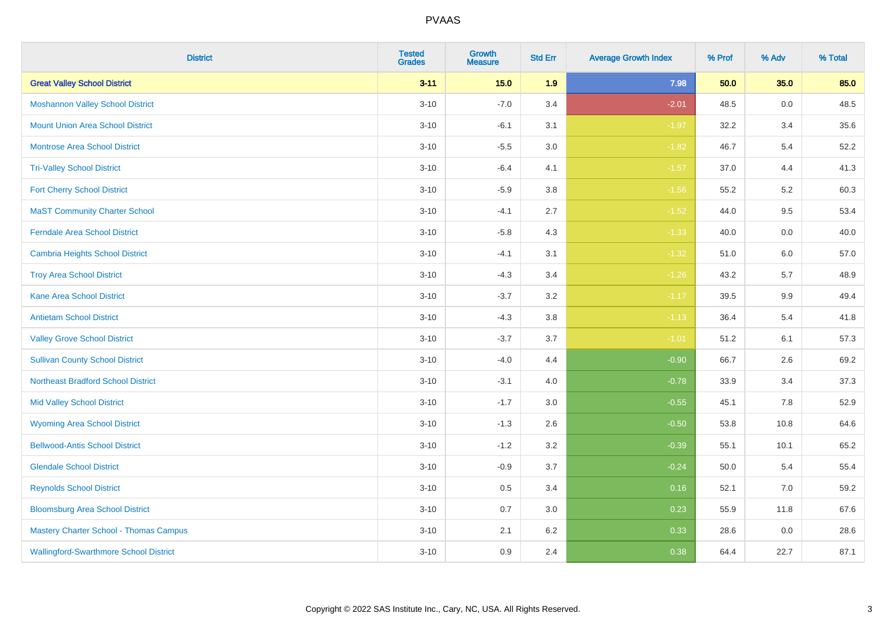| District | Tested Grades | Growth Measure | Std Err | Average Growth Index | % Prof | % Adv | % Total |
|---|---|---|---|---|---|---|---|
| **Great Valley School District** | **3-11** | **15.0** | **1.9** | **7.98** | **50.0** | **35.0** | **85.0** |
| Moshannon Valley School District | 3-10 | -7.0 | 3.4 | -2.01 | 48.5 | 0.0 | 48.5 |
| Mount Union Area School District | 3-10 | -6.1 | 3.1 | -1.97 | 32.2 | 3.4 | 35.6 |
| Montrose Area School District | 3-10 | -5.5 | 3.0 | -1.82 | 46.7 | 5.4 | 52.2 |
| Tri-Valley School District | 3-10 | -6.4 | 4.1 | -1.57 | 37.0 | 4.4 | 41.3 |
| Fort Cherry School District | 3-10 | -5.9 | 3.8 | -1.56 | 55.2 | 5.2 | 60.3 |
| MaST Community Charter School | 3-10 | -4.1 | 2.7 | -1.52 | 44.0 | 9.5 | 53.4 |
| Ferndale Area School District | 3-10 | -5.8 | 4.3 | -1.33 | 40.0 | 0.0 | 40.0 |
| Cambria Heights School District | 3-10 | -4.1 | 3.1 | -1.32 | 51.0 | 6.0 | 57.0 |
| Troy Area School District | 3-10 | -4.3 | 3.4 | -1.26 | 43.2 | 5.7 | 48.9 |
| Kane Area School District | 3-10 | -3.7 | 3.2 | -1.17 | 39.5 | 9.9 | 49.4 |
| Antietam School District | 3-10 | -4.3 | 3.8 | -1.13 | 36.4 | 5.4 | 41.8 |
| Valley Grove School District | 3-10 | -3.7 | 3.7 | -1.01 | 51.2 | 6.1 | 57.3 |
| Sullivan County School District | 3-10 | -4.0 | 4.4 | -0.90 | 66.7 | 2.6 | 69.2 |
| Northeast Bradford School District | 3-10 | -3.1 | 4.0 | -0.78 | 33.9 | 3.4 | 37.3 |
| Mid Valley School District | 3-10 | -1.7 | 3.0 | -0.55 | 45.1 | 7.8 | 52.9 |
| Wyoming Area School District | 3-10 | -1.3 | 2.6 | -0.50 | 53.8 | 10.8 | 64.6 |
| Bellwood-Antis School District | 3-10 | -1.2 | 3.2 | -0.39 | 55.1 | 10.1 | 65.2 |
| Glendale School District | 3-10 | -0.9 | 3.7 | -0.24 | 50.0 | 5.4 | 55.4 |
| Reynolds School District | 3-10 | 0.5 | 3.4 | 0.16 | 52.1 | 7.0 | 59.2 |
| Bloomsburg Area School District | 3-10 | 0.7 | 3.0 | 0.23 | 55.9 | 11.8 | 67.6 |
| Mastery Charter School - Thomas Campus | 3-10 | 2.1 | 6.2 | 0.33 | 28.6 | 0.0 | 28.6 |
| Wallingford-Swarthmore School District | 3-10 | 0.9 | 2.4 | 0.38 | 64.4 | 22.7 | 87.1 |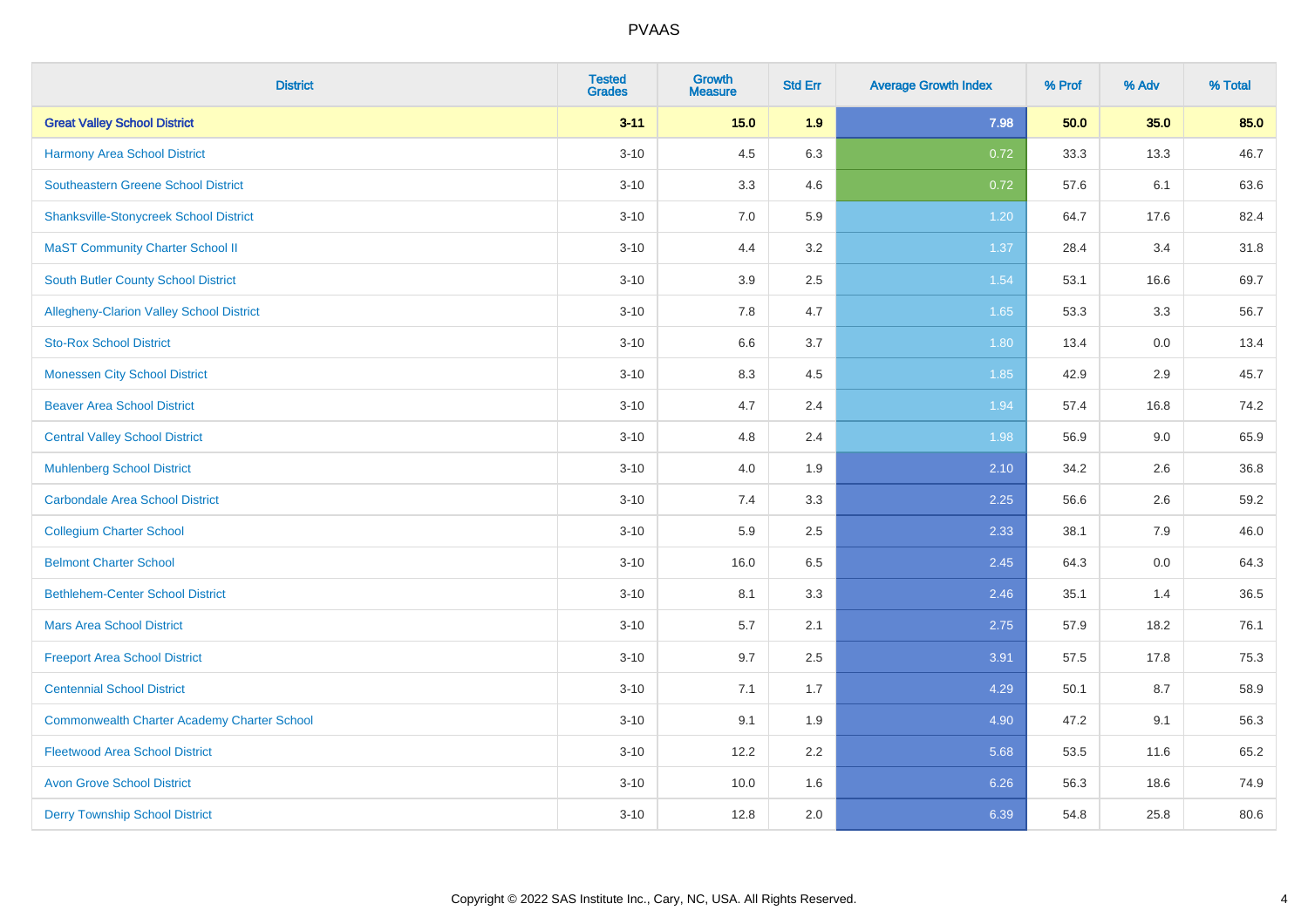# PVAAS

| District | Tested Grades | Growth Measure | Std Err | Average Growth Index | % Prof | % Adv | % Total |
|---|---|---|---|---|---|---|---|
| **Great Valley School District** | **3-11** | **15.0** | **1.9** | **7.98** | **50.0** | **35.0** | **85.0** |
| Harmony Area School District | 3-10 | 4.5 | 6.3 | 0.72 | 33.3 | 13.3 | 46.7 |
| Southeastern Greene School District | 3-10 | 3.3 | 4.6 | 0.72 | 57.6 | 6.1 | 63.6 |
| Shanksville-Stonycreek School District | 3-10 | 7.0 | 5.9 | 1.20 | 64.7 | 17.6 | 82.4 |
| MaST Community Charter School II | 3-10 | 4.4 | 3.2 | 1.37 | 28.4 | 3.4 | 31.8 |
| South Butler County School District | 3-10 | 3.9 | 2.5 | 1.54 | 53.1 | 16.6 | 69.7 |
| Allegheny-Clarion Valley School District | 3-10 | 7.8 | 4.7 | 1.65 | 53.3 | 3.3 | 56.7 |
| Sto-Rox School District | 3-10 | 6.6 | 3.7 | 1.80 | 13.4 | 0.0 | 13.4 |
| Monessen City School District | 3-10 | 8.3 | 4.5 | 1.85 | 42.9 | 2.9 | 45.7 |
| Beaver Area School District | 3-10 | 4.7 | 2.4 | 1.94 | 57.4 | 16.8 | 74.2 |
| Central Valley School District | 3-10 | 4.8 | 2.4 | 1.98 | 56.9 | 9.0 | 65.9 |
| Muhlenberg School District | 3-10 | 4.0 | 1.9 | 2.10 | 34.2 | 2.6 | 36.8 |
| Carbondale Area School District | 3-10 | 7.4 | 3.3 | 2.25 | 56.6 | 2.6 | 59.2 |
| Collegium Charter School | 3-10 | 5.9 | 2.5 | 2.33 | 38.1 | 7.9 | 46.0 |
| Belmont Charter School | 3-10 | 16.0 | 6.5 | 2.45 | 64.3 | 0.0 | 64.3 |
| Bethlehem-Center School District | 3-10 | 8.1 | 3.3 | 2.46 | 35.1 | 1.4 | 36.5 |
| Mars Area School District | 3-10 | 5.7 | 2.1 | 2.75 | 57.9 | 18.2 | 76.1 |
| Freeport Area School District | 3-10 | 9.7 | 2.5 | 3.91 | 57.5 | 17.8 | 75.3 |
| Centennial School District | 3-10 | 7.1 | 1.7 | 4.29 | 50.1 | 8.7 | 58.9 |
| Commonwealth Charter Academy Charter School | 3-10 | 9.1 | 1.9 | 4.90 | 47.2 | 9.1 | 56.3 |
| Fleetwood Area School District | 3-10 | 12.2 | 2.2 | 5.68 | 53.5 | 11.6 | 65.2 |
| Avon Grove School District | 3-10 | 10.0 | 1.6 | 6.26 | 56.3 | 18.6 | 74.9 |
| Derry Township School District | 3-10 | 12.8 | 2.0 | 6.39 | 54.8 | 25.8 | 80.6 |

Copyright © 2022 SAS Institute Inc., Cary, NC, USA. All Rights Reserved.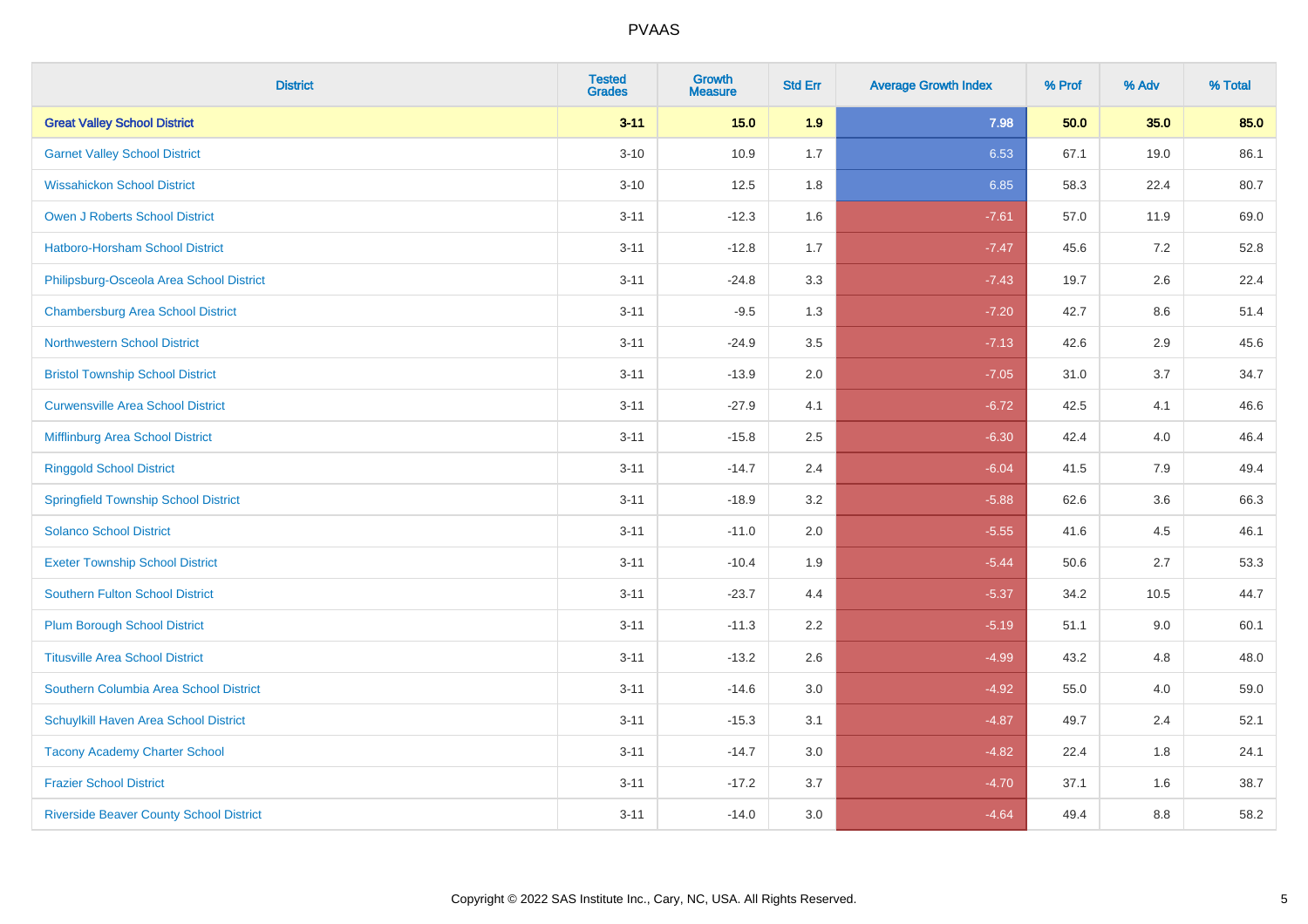| District | Tested Grades | Growth Measure | Std Err | Average Growth Index | % Prof | % Adv | % Total |
|---|---|---|---|---|---|---|---|
| **Great Valley School District** | **3-11** | **15.0** | **1.9** | **7.98** | **50.0** | **35.0** | **85.0** |
| Garnet Valley School District | 3-10 | 10.9 | 1.7 | 6.53 | 67.1 | 19.0 | 86.1 |
| Wissahickon School District | 3-10 | 12.5 | 1.8 | 6.85 | 58.3 | 22.4 | 80.7 |
| Owen J Roberts School District | 3-11 | -12.3 | 1.6 | -7.61 | 57.0 | 11.9 | 69.0 |
| Hatboro-Horsham School District | 3-11 | -12.8 | 1.7 | -7.47 | 45.6 | 7.2 | 52.8 |
| Philipsburg-Osceola Area School District | 3-11 | -24.8 | 3.3 | -7.43 | 19.7 | 2.6 | 22.4 |
| Chambersburg Area School District | 3-11 | -9.5 | 1.3 | -7.20 | 42.7 | 8.6 | 51.4 |
| Northwestern School District | 3-11 | -24.9 | 3.5 | -7.13 | 42.6 | 2.9 | 45.6 |
| Bristol Township School District | 3-11 | -13.9 | 2.0 | -7.05 | 31.0 | 3.7 | 34.7 |
| Curwensville Area School District | 3-11 | -27.9 | 4.1 | -6.72 | 42.5 | 4.1 | 46.6 |
| Mifflinburg Area School District | 3-11 | -15.8 | 2.5 | -6.30 | 42.4 | 4.0 | 46.4 |
| Ringgold School District | 3-11 | -14.7 | 2.4 | -6.04 | 41.5 | 7.9 | 49.4 |
| Springfield Township School District | 3-11 | -18.9 | 3.2 | -5.88 | 62.6 | 3.6 | 66.3 |
| Solanco School District | 3-11 | -11.0 | 2.0 | -5.55 | 41.6 | 4.5 | 46.1 |
| Exeter Township School District | 3-11 | -10.4 | 1.9 | -5.44 | 50.6 | 2.7 | 53.3 |
| Southern Fulton School District | 3-11 | -23.7 | 4.4 | -5.37 | 34.2 | 10.5 | 44.7 |
| Plum Borough School District | 3-11 | -11.3 | 2.2 | -5.19 | 51.1 | 9.0 | 60.1 |
| Titusville Area School District | 3-11 | -13.2 | 2.6 | -4.99 | 43.2 | 4.8 | 48.0 |
| Southern Columbia Area School District | 3-11 | -14.6 | 3.0 | -4.92 | 55.0 | 4.0 | 59.0 |
| Schuylkill Haven Area School District | 3-11 | -15.3 | 3.1 | -4.87 | 49.7 | 2.4 | 52.1 |
| Tacony Academy Charter School | 3-11 | -14.7 | 3.0 | -4.82 | 22.4 | 1.8 | 24.1 |
| Frazier School District | 3-11 | -17.2 | 3.7 | -4.70 | 37.1 | 1.6 | 38.7 |
| Riverside Beaver County School District | 3-11 | -14.0 | 3.0 | -4.64 | 49.4 | 8.8 | 58.2 |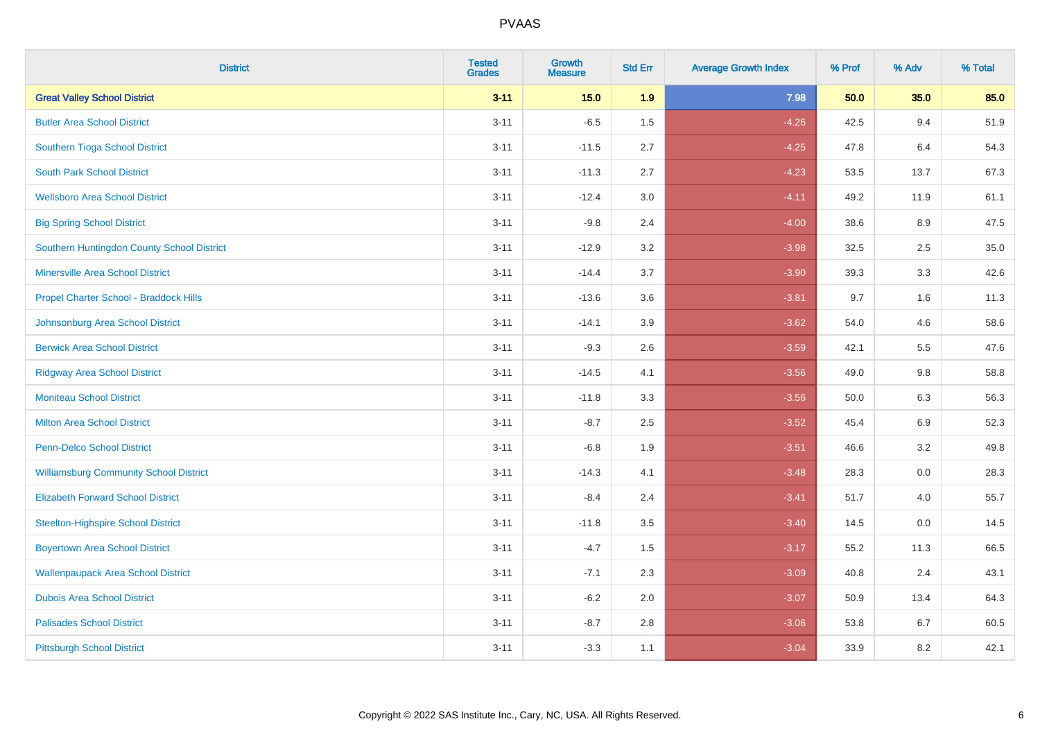# PVAAS

| District | Tested Grades | Growth Measure | Std Err | Average Growth Index | % Prof | % Adv | % Total |
|---|---|---|---|---|---|---|---|
| **Great Valley School District** | **3-11** | **15.0** | **1.9** | **7.98** | **50.0** | **35.0** | **85.0** |
| Butler Area School District | 3-11 | -6.5 | 1.5 | -4.26 | 42.5 | 9.4 | 51.9 |
| Southern Tioga School District | 3-11 | -11.5 | 2.7 | -4.25 | 47.8 | 6.4 | 54.3 |
| South Park School District | 3-11 | -11.3 | 2.7 | -4.23 | 53.5 | 13.7 | 67.3 |
| Wellsboro Area School District | 3-11 | -12.4 | 3.0 | -4.11 | 49.2 | 11.9 | 61.1 |
| Big Spring School District | 3-11 | -9.8 | 2.4 | -4.00 | 38.6 | 8.9 | 47.5 |
| Southern Huntingdon County School District | 3-11 | -12.9 | 3.2 | -3.98 | 32.5 | 2.5 | 35.0 |
| Minersville Area School District | 3-11 | -14.4 | 3.7 | -3.90 | 39.3 | 3.3 | 42.6 |
| Propel Charter School - Braddock Hills | 3-11 | -13.6 | 3.6 | -3.81 | 9.7 | 1.6 | 11.3 |
| Johnsonburg Area School District | 3-11 | -14.1 | 3.9 | -3.62 | 54.0 | 4.6 | 58.6 |
| Berwick Area School District | 3-11 | -9.3 | 2.6 | -3.59 | 42.1 | 5.5 | 47.6 |
| Ridgway Area School District | 3-11 | -14.5 | 4.1 | -3.56 | 49.0 | 9.8 | 58.8 |
| Moniteau School District | 3-11 | -11.8 | 3.3 | -3.56 | 50.0 | 6.3 | 56.3 |
| Milton Area School District | 3-11 | -8.7 | 2.5 | -3.52 | 45.4 | 6.9 | 52.3 |
| Penn-Delco School District | 3-11 | -6.8 | 1.9 | -3.51 | 46.6 | 3.2 | 49.8 |
| Williamsburg Community School District | 3-11 | -14.3 | 4.1 | -3.48 | 28.3 | 0.0 | 28.3 |
| Elizabeth Forward School District | 3-11 | -8.4 | 2.4 | -3.41 | 51.7 | 4.0 | 55.7 |
| Steelton-Highspire School District | 3-11 | -11.8 | 3.5 | -3.40 | 14.5 | 0.0 | 14.5 |
| Boyertown Area School District | 3-11 | -4.7 | 1.5 | -3.17 | 55.2 | 11.3 | 66.5 |
| Wallenpaupack Area School District | 3-11 | -7.1 | 2.3 | -3.09 | 40.8 | 2.4 | 43.1 |
| Dubois Area School District | 3-11 | -6.2 | 2.0 | -3.07 | 50.9 | 13.4 | 64.3 |
| Palisades School District | 3-11 | -8.7 | 2.8 | -3.06 | 53.8 | 6.7 | 60.5 |
| Pittsburgh School District | 3-11 | -3.3 | 1.1 | -3.04 | 33.9 | 8.2 | 42.1 |

Copyright © 2022 SAS Institute Inc., Cary, NC, USA. All Rights Reserved.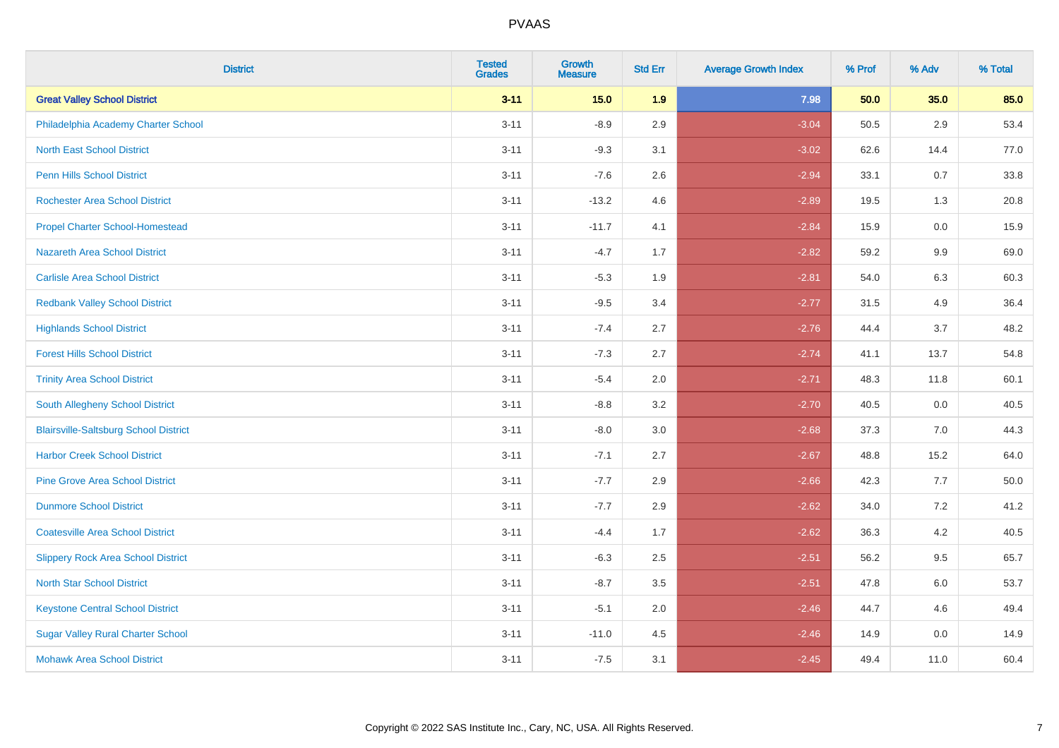PVAAS

| District | Tested Grades | Growth Measure | Std Err | Average Growth Index | % Prof | % Adv | % Total |
|---|---|---|---|---|---|---|---|
| **Great Valley School District** | **3-11** | **15.0** | **1.9** | **7.98** | **50.0** | **35.0** | **85.0** |
| Philadelphia Academy Charter School | 3-11 | -8.9 | 2.9 | -3.04 | 50.5 | 2.9 | 53.4 |
| North East School District | 3-11 | -9.3 | 3.1 | -3.02 | 62.6 | 14.4 | 77.0 |
| Penn Hills School District | 3-11 | -7.6 | 2.6 | -2.94 | 33.1 | 0.7 | 33.8 |
| Rochester Area School District | 3-11 | -13.2 | 4.6 | -2.89 | 19.5 | 1.3 | 20.8 |
| Propel Charter School-Homestead | 3-11 | -11.7 | 4.1 | -2.84 | 15.9 | 0.0 | 15.9 |
| Nazareth Area School District | 3-11 | -4.7 | 1.7 | -2.82 | 59.2 | 9.9 | 69.0 |
| Carlisle Area School District | 3-11 | -5.3 | 1.9 | -2.81 | 54.0 | 6.3 | 60.3 |
| Redbank Valley School District | 3-11 | -9.5 | 3.4 | -2.77 | 31.5 | 4.9 | 36.4 |
| Highlands School District | 3-11 | -7.4 | 2.7 | -2.76 | 44.4 | 3.7 | 48.2 |
| Forest Hills School District | 3-11 | -7.3 | 2.7 | -2.74 | 41.1 | 13.7 | 54.8 |
| Trinity Area School District | 3-11 | -5.4 | 2.0 | -2.71 | 48.3 | 11.8 | 60.1 |
| South Allegheny School District | 3-11 | -8.8 | 3.2 | -2.70 | 40.5 | 0.0 | 40.5 |
| Blairsville-Saltsburg School District | 3-11 | -8.0 | 3.0 | -2.68 | 37.3 | 7.0 | 44.3 |
| Harbor Creek School District | 3-11 | -7.1 | 2.7 | -2.67 | 48.8 | 15.2 | 64.0 |
| Pine Grove Area School District | 3-11 | -7.7 | 2.9 | -2.66 | 42.3 | 7.7 | 50.0 |
| Dunmore School District | 3-11 | -7.7 | 2.9 | -2.62 | 34.0 | 7.2 | 41.2 |
| Coatesville Area School District | 3-11 | -4.4 | 1.7 | -2.62 | 36.3 | 4.2 | 40.5 |
| Slippery Rock Area School District | 3-11 | -6.3 | 2.5 | -2.51 | 56.2 | 9.5 | 65.7 |
| North Star School District | 3-11 | -8.7 | 3.5 | -2.51 | 47.8 | 6.0 | 53.7 |
| Keystone Central School District | 3-11 | -5.1 | 2.0 | -2.46 | 44.7 | 4.6 | 49.4 |
| Sugar Valley Rural Charter School | 3-11 | -11.0 | 4.5 | -2.46 | 14.9 | 0.0 | 14.9 |
| Mohawk Area School District | 3-11 | -7.5 | 3.1 | -2.45 | 49.4 | 11.0 | 60.4 |

Copyright © 2022 SAS Institute Inc., Cary, NC, USA. All Rights Reserved.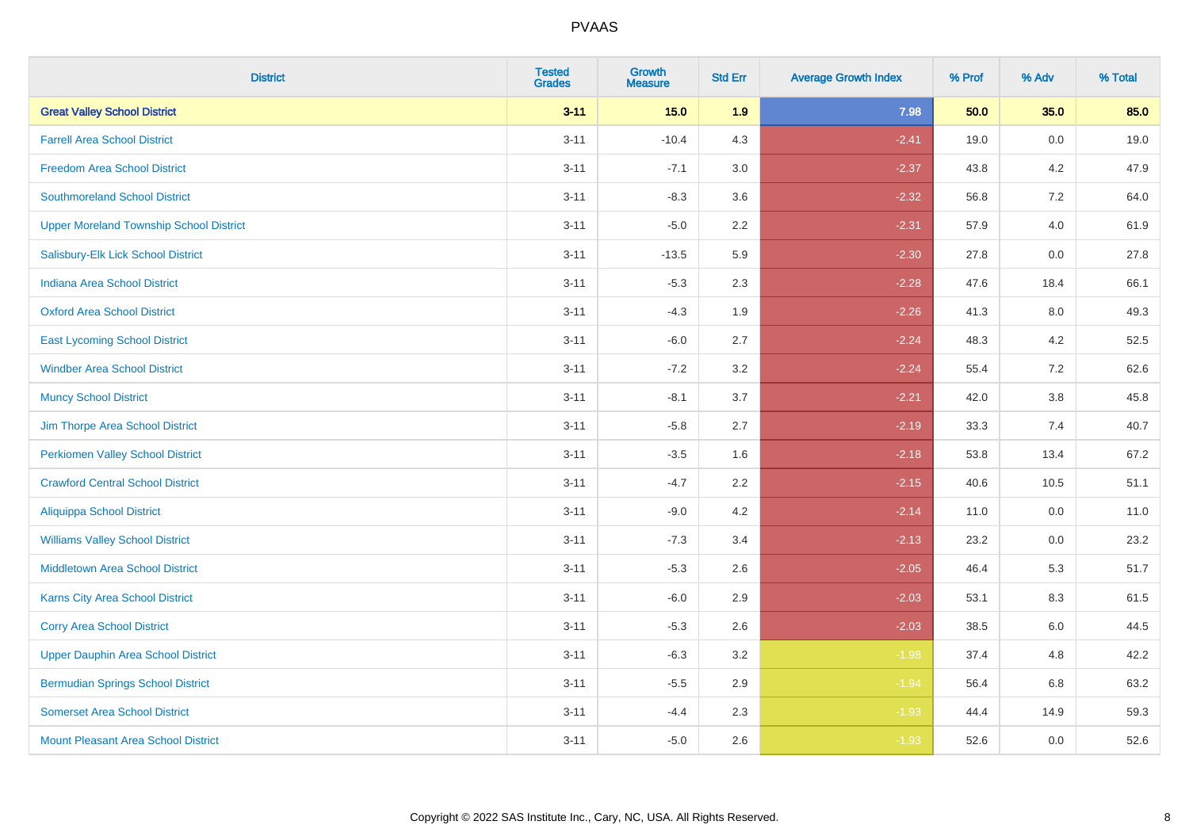# PVAAS

| District | Tested Grades | Growth Measure | Std Err | Average Growth Index | % Prof | % Adv | % Total |
|---|---|---|---|---|---|---|---|
| **Great Valley School District** | **3-11** | **15.0** | **1.9** | **7.98** | **50.0** | **35.0** | **85.0** |
| Farrell Area School District | 3-11 | -10.4 | 4.3 | -2.41 | 19.0 | 0.0 | 19.0 |
| Freedom Area School District | 3-11 | -7.1 | 3.0 | -2.37 | 43.8 | 4.2 | 47.9 |
| Southmoreland School District | 3-11 | -8.3 | 3.6 | -2.32 | 56.8 | 7.2 | 64.0 |
| Upper Moreland Township School District | 3-11 | -5.0 | 2.2 | -2.31 | 57.9 | 4.0 | 61.9 |
| Salisbury-Elk Lick School District | 3-11 | -13.5 | 5.9 | -2.30 | 27.8 | 0.0 | 27.8 |
| Indiana Area School District | 3-11 | -5.3 | 2.3 | -2.28 | 47.6 | 18.4 | 66.1 |
| Oxford Area School District | 3-11 | -4.3 | 1.9 | -2.26 | 41.3 | 8.0 | 49.3 |
| East Lycoming School District | 3-11 | -6.0 | 2.7 | -2.24 | 48.3 | 4.2 | 52.5 |
| Windber Area School District | 3-11 | -7.2 | 3.2 | -2.24 | 55.4 | 7.2 | 62.6 |
| Muncy School District | 3-11 | -8.1 | 3.7 | -2.21 | 42.0 | 3.8 | 45.8 |
| Jim Thorpe Area School District | 3-11 | -5.8 | 2.7 | -2.19 | 33.3 | 7.4 | 40.7 |
| Perkiomen Valley School District | 3-11 | -3.5 | 1.6 | -2.18 | 53.8 | 13.4 | 67.2 |
| Crawford Central School District | 3-11 | -4.7 | 2.2 | -2.15 | 40.6 | 10.5 | 51.1 |
| Aliquippa School District | 3-11 | -9.0 | 4.2 | -2.14 | 11.0 | 0.0 | 11.0 |
| Williams Valley School District | 3-11 | -7.3 | 3.4 | -2.13 | 23.2 | 0.0 | 23.2 |
| Middletown Area School District | 3-11 | -5.3 | 2.6 | -2.05 | 46.4 | 5.3 | 51.7 |
| Karns City Area School District | 3-11 | -6.0 | 2.9 | -2.03 | 53.1 | 8.3 | 61.5 |
| Corry Area School District | 3-11 | -5.3 | 2.6 | -2.03 | 38.5 | 6.0 | 44.5 |
| Upper Dauphin Area School District | 3-11 | -6.3 | 3.2 | -1.98 | 37.4 | 4.8 | 42.2 |
| Bermudian Springs School District | 3-11 | -5.5 | 2.9 | -1.94 | 56.4 | 6.8 | 63.2 |
| Somerset Area School District | 3-11 | -4.4 | 2.3 | -1.93 | 44.4 | 14.9 | 59.3 |
| Mount Pleasant Area School District | 3-11 | -5.0 | 2.6 | -1.93 | 52.6 | 0.0 | 52.6 |

Copyright © 2022 SAS Institute Inc., Cary, NC, USA. All Rights Reserved.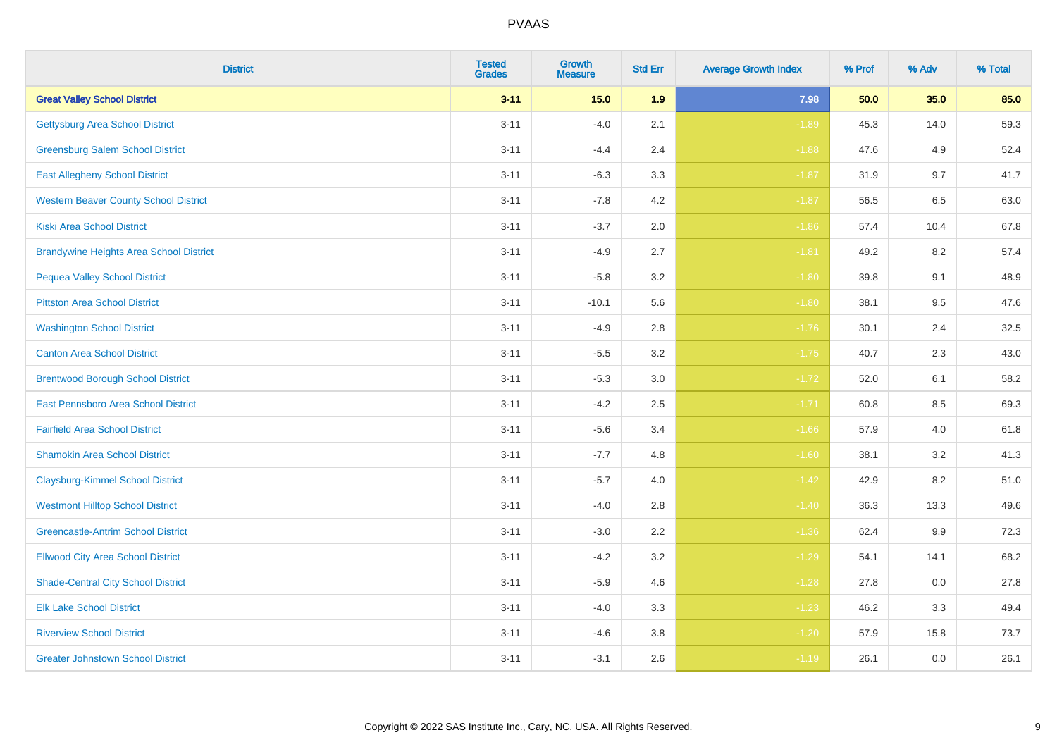| District | Tested Grades | Growth Measure | Std Err | Average Growth Index | % Prof | % Adv | % Total |
|---|---|---|---|---|---|---|---|
| **Great Valley School District** | **3-11** | **15.0** | **1.9** | **7.98** | **50.0** | **35.0** | **85.0** |
| Gettysburg Area School District | 3-11 | -4.0 | 2.1 | -1.89 | 45.3 | 14.0 | 59.3 |
| Greensburg Salem School District | 3-11 | -4.4 | 2.4 | -1.88 | 47.6 | 4.9 | 52.4 |
| East Allegheny School District | 3-11 | -6.3 | 3.3 | -1.87 | 31.9 | 9.7 | 41.7 |
| Western Beaver County School District | 3-11 | -7.8 | 4.2 | -1.87 | 56.5 | 6.5 | 63.0 |
| Kiski Area School District | 3-11 | -3.7 | 2.0 | -1.86 | 57.4 | 10.4 | 67.8 |
| Brandywine Heights Area School District | 3-11 | -4.9 | 2.7 | -1.81 | 49.2 | 8.2 | 57.4 |
| Pequea Valley School District | 3-11 | -5.8 | 3.2 | -1.80 | 39.8 | 9.1 | 48.9 |
| Pittston Area School District | 3-11 | -10.1 | 5.6 | -1.80 | 38.1 | 9.5 | 47.6 |
| Washington School District | 3-11 | -4.9 | 2.8 | -1.76 | 30.1 | 2.4 | 32.5 |
| Canton Area School District | 3-11 | -5.5 | 3.2 | -1.75 | 40.7 | 2.3 | 43.0 |
| Brentwood Borough School District | 3-11 | -5.3 | 3.0 | -1.72 | 52.0 | 6.1 | 58.2 |
| East Pennsboro Area School District | 3-11 | -4.2 | 2.5 | -1.71 | 60.8 | 8.5 | 69.3 |
| Fairfield Area School District | 3-11 | -5.6 | 3.4 | -1.66 | 57.9 | 4.0 | 61.8 |
| Shamokin Area School District | 3-11 | -7.7 | 4.8 | -1.60 | 38.1 | 3.2 | 41.3 |
| Claysburg-Kimmel School District | 3-11 | -5.7 | 4.0 | -1.42 | 42.9 | 8.2 | 51.0 |
| Westmont Hilltop School District | 3-11 | -4.0 | 2.8 | -1.40 | 36.3 | 13.3 | 49.6 |
| Greencastle-Antrim School District | 3-11 | -3.0 | 2.2 | -1.36 | 62.4 | 9.9 | 72.3 |
| Ellwood City Area School District | 3-11 | -4.2 | 3.2 | -1.29 | 54.1 | 14.1 | 68.2 |
| Shade-Central City School District | 3-11 | -5.9 | 4.6 | -1.28 | 27.8 | 0.0 | 27.8 |
| Elk Lake School District | 3-11 | -4.0 | 3.3 | -1.23 | 46.2 | 3.3 | 49.4 |
| Riverview School District | 3-11 | -4.6 | 3.8 | -1.20 | 57.9 | 15.8 | 73.7 |
| Greater Johnstown School District | 3-11 | -3.1 | 2.6 | -1.19 | 26.1 | 0.0 | 26.1 |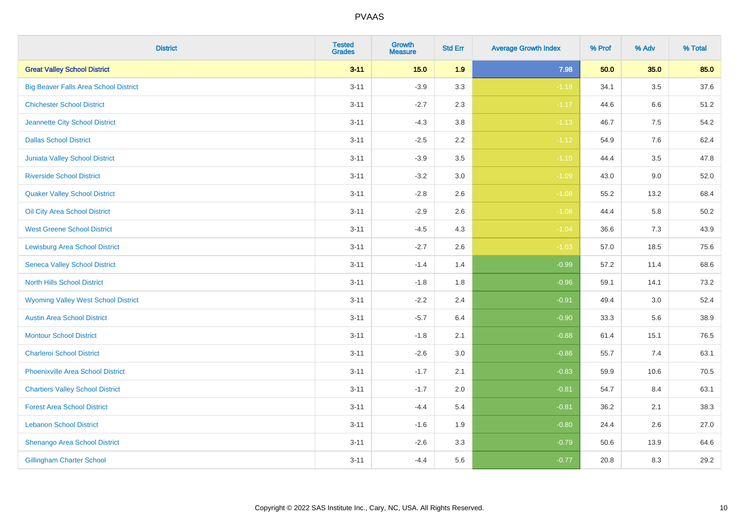| District | Tested Grades | Growth Measure | Std Err | Average Growth Index | % Prof | % Adv | % Total |
|---|---|---|---|---|---|---|---|
| **Great Valley School District** | **3-11** | **15.0** | **1.9** | **7.98** | **50.0** | **35.0** | **85.0** |
| Big Beaver Falls Area School District | 3-11 | -3.9 | 3.3 | -1.18 | 34.1 | 3.5 | 37.6 |
| Chichester School District | 3-11 | -2.7 | 2.3 | -1.17 | 44.6 | 6.6 | 51.2 |
| Jeannette City School District | 3-11 | -4.3 | 3.8 | -1.13 | 46.7 | 7.5 | 54.2 |
| Dallas School District | 3-11 | -2.5 | 2.2 | -1.12 | 54.9 | 7.6 | 62.4 |
| Juniata Valley School District | 3-11 | -3.9 | 3.5 | -1.10 | 44.4 | 3.5 | 47.8 |
| Riverside School District | 3-11 | -3.2 | 3.0 | -1.09 | 43.0 | 9.0 | 52.0 |
| Quaker Valley School District | 3-11 | -2.8 | 2.6 | -1.08 | 55.2 | 13.2 | 68.4 |
| Oil City Area School District | 3-11 | -2.9 | 2.6 | -1.08 | 44.4 | 5.8 | 50.2 |
| West Greene School District | 3-11 | -4.5 | 4.3 | -1.04 | 36.6 | 7.3 | 43.9 |
| Lewisburg Area School District | 3-11 | -2.7 | 2.6 | -1.03 | 57.0 | 18.5 | 75.6 |
| Seneca Valley School District | 3-11 | -1.4 | 1.4 | -0.99 | 57.2 | 11.4 | 68.6 |
| North Hills School District | 3-11 | -1.8 | 1.8 | -0.96 | 59.1 | 14.1 | 73.2 |
| Wyoming Valley West School District | 3-11 | -2.2 | 2.4 | -0.91 | 49.4 | 3.0 | 52.4 |
| Austin Area School District | 3-11 | -5.7 | 6.4 | -0.90 | 33.3 | 5.6 | 38.9 |
| Montour School District | 3-11 | -1.8 | 2.1 | -0.88 | 61.4 | 15.1 | 76.5 |
| Charleroi School District | 3-11 | -2.6 | 3.0 | -0.86 | 55.7 | 7.4 | 63.1 |
| Phoenixville Area School District | 3-11 | -1.7 | 2.1 | -0.83 | 59.9 | 10.6 | 70.5 |
| Chartiers Valley School District | 3-11 | -1.7 | 2.0 | -0.81 | 54.7 | 8.4 | 63.1 |
| Forest Area School District | 3-11 | -4.4 | 5.4 | -0.81 | 36.2 | 2.1 | 38.3 |
| Lebanon School District | 3-11 | -1.6 | 1.9 | -0.80 | 24.4 | 2.6 | 27.0 |
| Shenango Area School District | 3-11 | -2.6 | 3.3 | -0.79 | 50.6 | 13.9 | 64.6 |
| Gillingham Charter School | 3-11 | -4.4 | 5.6 | -0.77 | 20.8 | 8.3 | 29.2 |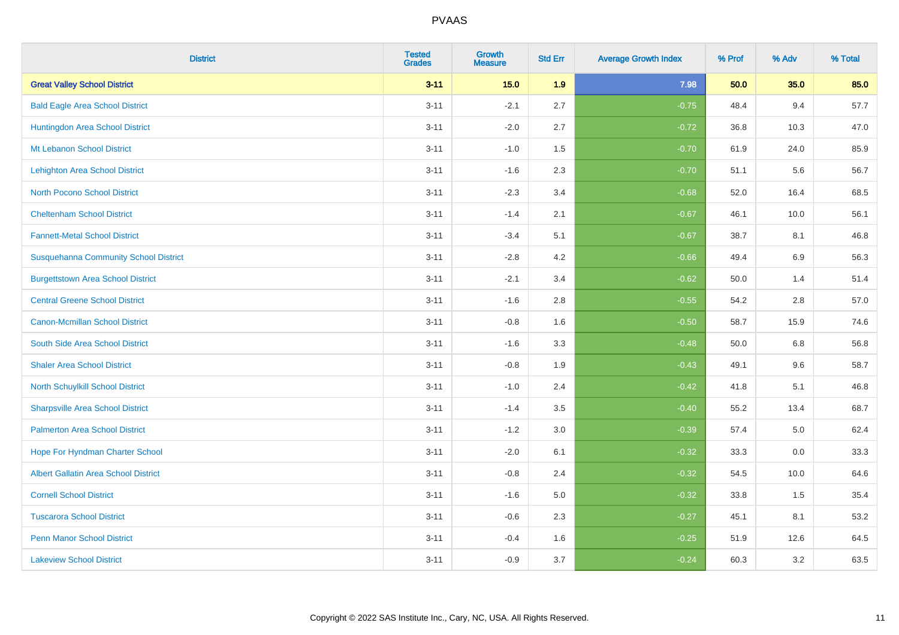# PVAAS

| District | Tested Grades | Growth Measure | Std Err | Average Growth Index | % Prof | % Adv | % Total |
|---|---|---|---|---|---|---|---|
| **Great Valley School District** | **3-11** | **15.0** | **1.9** | **7.98** | **50.0** | **35.0** | **85.0** |
| Bald Eagle Area School District | 3-11 | -2.1 | 2.7 | -0.75 | 48.4 | 9.4 | 57.7 |
| Huntingdon Area School District | 3-11 | -2.0 | 2.7 | -0.72 | 36.8 | 10.3 | 47.0 |
| Mt Lebanon School District | 3-11 | -1.0 | 1.5 | -0.70 | 61.9 | 24.0 | 85.9 |
| Lehighton Area School District | 3-11 | -1.6 | 2.3 | -0.70 | 51.1 | 5.6 | 56.7 |
| North Pocono School District | 3-11 | -2.3 | 3.4 | -0.68 | 52.0 | 16.4 | 68.5 |
| Cheltenham School District | 3-11 | -1.4 | 2.1 | -0.67 | 46.1 | 10.0 | 56.1 |
| Fannett-Metal School District | 3-11 | -3.4 | 5.1 | -0.67 | 38.7 | 8.1 | 46.8 |
| Susquehanna Community School District | 3-11 | -2.8 | 4.2 | -0.66 | 49.4 | 6.9 | 56.3 |
| Burgettstown Area School District | 3-11 | -2.1 | 3.4 | -0.62 | 50.0 | 1.4 | 51.4 |
| Central Greene School District | 3-11 | -1.6 | 2.8 | -0.55 | 54.2 | 2.8 | 57.0 |
| Canon-Mcmillan School District | 3-11 | -0.8 | 1.6 | -0.50 | 58.7 | 15.9 | 74.6 |
| South Side Area School District | 3-11 | -1.6 | 3.3 | -0.48 | 50.0 | 6.8 | 56.8 |
| Shaler Area School District | 3-11 | -0.8 | 1.9 | -0.43 | 49.1 | 9.6 | 58.7 |
| North Schuylkill School District | 3-11 | -1.0 | 2.4 | -0.42 | 41.8 | 5.1 | 46.8 |
| Sharpsville Area School District | 3-11 | -1.4 | 3.5 | -0.40 | 55.2 | 13.4 | 68.7 |
| Palmerton Area School District | 3-11 | -1.2 | 3.0 | -0.39 | 57.4 | 5.0 | 62.4 |
| Hope For Hyndman Charter School | 3-11 | -2.0 | 6.1 | -0.32 | 33.3 | 0.0 | 33.3 |
| Albert Gallatin Area School District | 3-11 | -0.8 | 2.4 | -0.32 | 54.5 | 10.0 | 64.6 |
| Cornell School District | 3-11 | -1.6 | 5.0 | -0.32 | 33.8 | 1.5 | 35.4 |
| Tuscarora School District | 3-11 | -0.6 | 2.3 | -0.27 | 45.1 | 8.1 | 53.2 |
| Penn Manor School District | 3-11 | -0.4 | 1.6 | -0.25 | 51.9 | 12.6 | 64.5 |
| Lakeview School District | 3-11 | -0.9 | 3.7 | -0.24 | 60.3 | 3.2 | 63.5 |

Copyright © 2022 SAS Institute Inc., Cary, NC, USA. All Rights Reserved.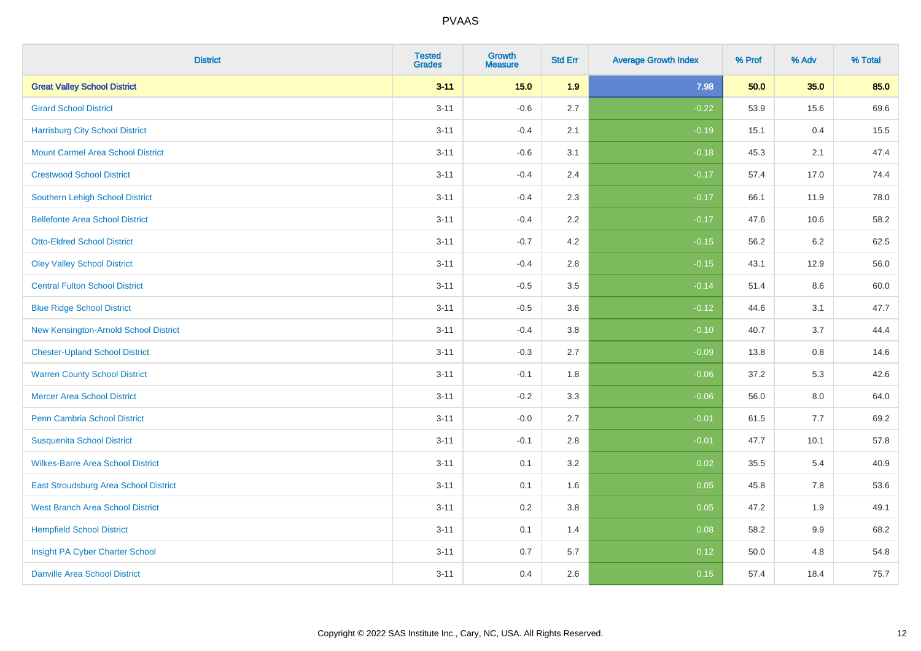| District | Tested Grades | Growth Measure | Std Err | Average Growth Index | % Prof | % Adv | % Total |
|---|---|---|---|---|---|---|---|
| **Great Valley School District** | **3-11** | **15.0** | **1.9** | **7.98** | **50.0** | **35.0** | **85.0** |
| Girard School District | 3-11 | -0.6 | 2.7 | -0.22 | 53.9 | 15.6 | 69.6 |
| Harrisburg City School District | 3-11 | -0.4 | 2.1 | -0.19 | 15.1 | 0.4 | 15.5 |
| Mount Carmel Area School District | 3-11 | -0.6 | 3.1 | -0.18 | 45.3 | 2.1 | 47.4 |
| Crestwood School District | 3-11 | -0.4 | 2.4 | -0.17 | 57.4 | 17.0 | 74.4 |
| Southern Lehigh School District | 3-11 | -0.4 | 2.3 | -0.17 | 66.1 | 11.9 | 78.0 |
| Bellefonte Area School District | 3-11 | -0.4 | 2.2 | -0.17 | 47.6 | 10.6 | 58.2 |
| Otto-Eldred School District | 3-11 | -0.7 | 4.2 | -0.15 | 56.2 | 6.2 | 62.5 |
| Oley Valley School District | 3-11 | -0.4 | 2.8 | -0.15 | 43.1 | 12.9 | 56.0 |
| Central Fulton School District | 3-11 | -0.5 | 3.5 | -0.14 | 51.4 | 8.6 | 60.0 |
| Blue Ridge School District | 3-11 | -0.5 | 3.6 | -0.12 | 44.6 | 3.1 | 47.7 |
| New Kensington-Arnold School District | 3-11 | -0.4 | 3.8 | -0.10 | 40.7 | 3.7 | 44.4 |
| Chester-Upland School District | 3-11 | -0.3 | 2.7 | -0.09 | 13.8 | 0.8 | 14.6 |
| Warren County School District | 3-11 | -0.1 | 1.8 | -0.06 | 37.2 | 5.3 | 42.6 |
| Mercer Area School District | 3-11 | -0.2 | 3.3 | -0.06 | 56.0 | 8.0 | 64.0 |
| Penn Cambria School District | 3-11 | -0.0 | 2.7 | -0.01 | 61.5 | 7.7 | 69.2 |
| Susquenita School District | 3-11 | -0.1 | 2.8 | -0.01 | 47.7 | 10.1 | 57.8 |
| Wilkes-Barre Area School District | 3-11 | 0.1 | 3.2 | 0.02 | 35.5 | 5.4 | 40.9 |
| East Stroudsburg Area School District | 3-11 | 0.1 | 1.6 | 0.05 | 45.8 | 7.8 | 53.6 |
| West Branch Area School District | 3-11 | 0.2 | 3.8 | 0.05 | 47.2 | 1.9 | 49.1 |
| Hempfield School District | 3-11 | 0.1 | 1.4 | 0.08 | 58.2 | 9.9 | 68.2 |
| Insight PA Cyber Charter School | 3-11 | 0.7 | 5.7 | 0.12 | 50.0 | 4.8 | 54.8 |
| Danville Area School District | 3-11 | 0.4 | 2.6 | 0.15 | 57.4 | 18.4 | 75.7 |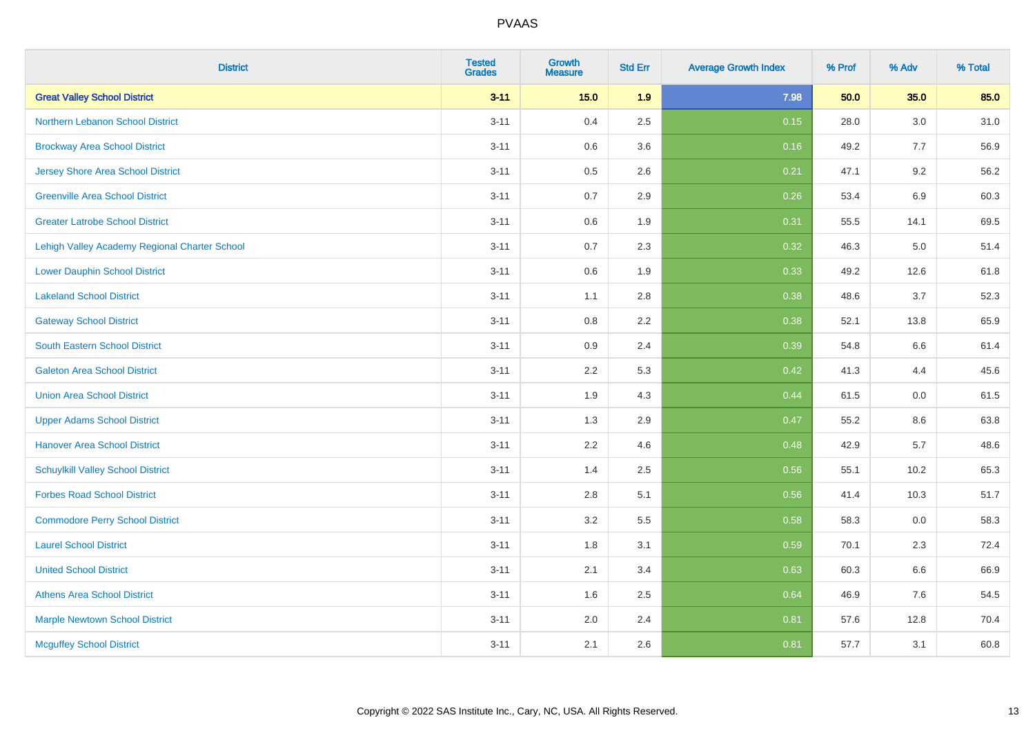| District | Tested Grades | Growth Measure | Std Err | Average Growth Index | % Prof | % Adv | % Total |
|---|---|---|---|---|---|---|---|
| **Great Valley School District** | **3-11** | **15.0** | **1.9** | **7.98** | **50.0** | **35.0** | **85.0** |
| Northern Lebanon School District | 3-11 | 0.4 | 2.5 | 0.15 | 28.0 | 3.0 | 31.0 |
| Brockway Area School District | 3-11 | 0.6 | 3.6 | 0.16 | 49.2 | 7.7 | 56.9 |
| Jersey Shore Area School District | 3-11 | 0.5 | 2.6 | 0.21 | 47.1 | 9.2 | 56.2 |
| Greenville Area School District | 3-11 | 0.7 | 2.9 | 0.26 | 53.4 | 6.9 | 60.3 |
| Greater Latrobe School District | 3-11 | 0.6 | 1.9 | 0.31 | 55.5 | 14.1 | 69.5 |
| Lehigh Valley Academy Regional Charter School | 3-11 | 0.7 | 2.3 | 0.32 | 46.3 | 5.0 | 51.4 |
| Lower Dauphin School District | 3-11 | 0.6 | 1.9 | 0.33 | 49.2 | 12.6 | 61.8 |
| Lakeland School District | 3-11 | 1.1 | 2.8 | 0.38 | 48.6 | 3.7 | 52.3 |
| Gateway School District | 3-11 | 0.8 | 2.2 | 0.38 | 52.1 | 13.8 | 65.9 |
| South Eastern School District | 3-11 | 0.9 | 2.4 | 0.39 | 54.8 | 6.6 | 61.4 |
| Galeton Area School District | 3-11 | 2.2 | 5.3 | 0.42 | 41.3 | 4.4 | 45.6 |
| Union Area School District | 3-11 | 1.9 | 4.3 | 0.44 | 61.5 | 0.0 | 61.5 |
| Upper Adams School District | 3-11 | 1.3 | 2.9 | 0.47 | 55.2 | 8.6 | 63.8 |
| Hanover Area School District | 3-11 | 2.2 | 4.6 | 0.48 | 42.9 | 5.7 | 48.6 |
| Schuylkill Valley School District | 3-11 | 1.4 | 2.5 | 0.56 | 55.1 | 10.2 | 65.3 |
| Forbes Road School District | 3-11 | 2.8 | 5.1 | 0.56 | 41.4 | 10.3 | 51.7 |
| Commodore Perry School District | 3-11 | 3.2 | 5.5 | 0.58 | 58.3 | 0.0 | 58.3 |
| Laurel School District | 3-11 | 1.8 | 3.1 | 0.59 | 70.1 | 2.3 | 72.4 |
| United School District | 3-11 | 2.1 | 3.4 | 0.63 | 60.3 | 6.6 | 66.9 |
| Athens Area School District | 3-11 | 1.6 | 2.5 | 0.64 | 46.9 | 7.6 | 54.5 |
| Marple Newtown School District | 3-11 | 2.0 | 2.4 | 0.81 | 57.6 | 12.8 | 70.4 |
| Mcguffey School District | 3-11 | 2.1 | 2.6 | 0.81 | 57.7 | 3.1 | 60.8 |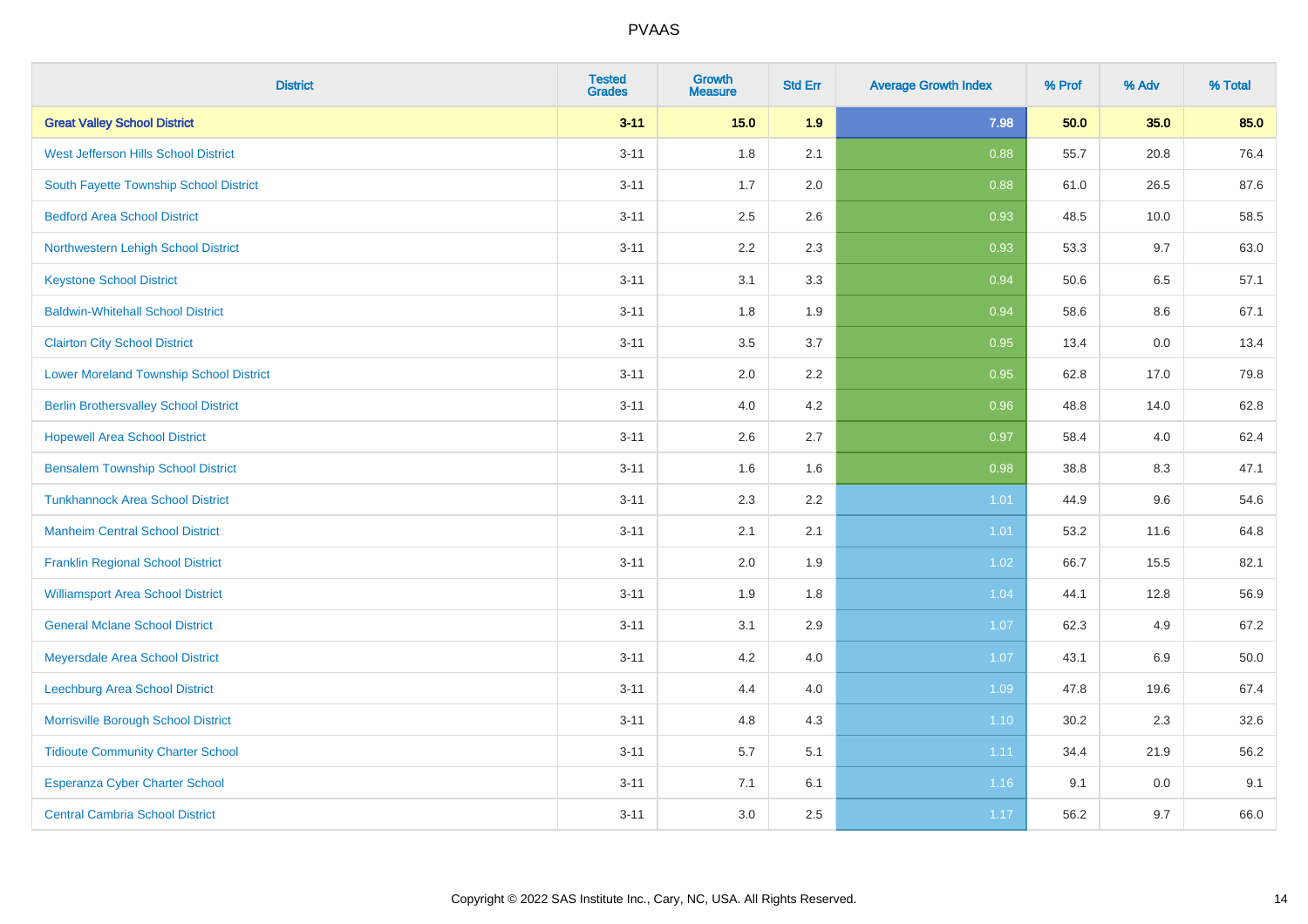# PVAAS

| District | Tested Grades | Growth Measure | Std Err | Average Growth Index | % Prof | % Adv | % Total |
|---|---|---|---|---|---|---|---|
| **Great Valley School District** | **3-11** | **15.0** | **1.9** | **7.98** | **50.0** | **35.0** | **85.0** |
| West Jefferson Hills School District | 3-11 | 1.8 | 2.1 | 0.88 | 55.7 | 20.8 | 76.4 |
| South Fayette Township School District | 3-11 | 1.7 | 2.0 | 0.88 | 61.0 | 26.5 | 87.6 |
| Bedford Area School District | 3-11 | 2.5 | 2.6 | 0.93 | 48.5 | 10.0 | 58.5 |
| Northwestern Lehigh School District | 3-11 | 2.2 | 2.3 | 0.93 | 53.3 | 9.7 | 63.0 |
| Keystone School District | 3-11 | 3.1 | 3.3 | 0.94 | 50.6 | 6.5 | 57.1 |
| Baldwin-Whitehall School District | 3-11 | 1.8 | 1.9 | 0.94 | 58.6 | 8.6 | 67.1 |
| Clairton City School District | 3-11 | 3.5 | 3.7 | 0.95 | 13.4 | 0.0 | 13.4 |
| Lower Moreland Township School District | 3-11 | 2.0 | 2.2 | 0.95 | 62.8 | 17.0 | 79.8 |
| Berlin Brothersvalley School District | 3-11 | 4.0 | 4.2 | 0.96 | 48.8 | 14.0 | 62.8 |
| Hopewell Area School District | 3-11 | 2.6 | 2.7 | 0.97 | 58.4 | 4.0 | 62.4 |
| Bensalem Township School District | 3-11 | 1.6 | 1.6 | 0.98 | 38.8 | 8.3 | 47.1 |
| Tunkhannock Area School District | 3-11 | 2.3 | 2.2 | 1.01 | 44.9 | 9.6 | 54.6 |
| Manheim Central School District | 3-11 | 2.1 | 2.1 | 1.01 | 53.2 | 11.6 | 64.8 |
| Franklin Regional School District | 3-11 | 2.0 | 1.9 | 1.02 | 66.7 | 15.5 | 82.1 |
| Williamsport Area School District | 3-11 | 1.9 | 1.8 | 1.04 | 44.1 | 12.8 | 56.9 |
| General Mclane School District | 3-11 | 3.1 | 2.9 | 1.07 | 62.3 | 4.9 | 67.2 |
| Meyersdale Area School District | 3-11 | 4.2 | 4.0 | 1.07 | 43.1 | 6.9 | 50.0 |
| Leechburg Area School District | 3-11 | 4.4 | 4.0 | 1.09 | 47.8 | 19.6 | 67.4 |
| Morrisville Borough School District | 3-11 | 4.8 | 4.3 | 1.10 | 30.2 | 2.3 | 32.6 |
| Tidioute Community Charter School | 3-11 | 5.7 | 5.1 | 1.11 | 34.4 | 21.9 | 56.2 |
| Esperanza Cyber Charter School | 3-11 | 7.1 | 6.1 | 1.16 | 9.1 | 0.0 | 9.1 |
| Central Cambria School District | 3-11 | 3.0 | 2.5 | 1.17 | 56.2 | 9.7 | 66.0 |

Copyright © 2022 SAS Institute Inc., Cary, NC, USA. All Rights Reserved.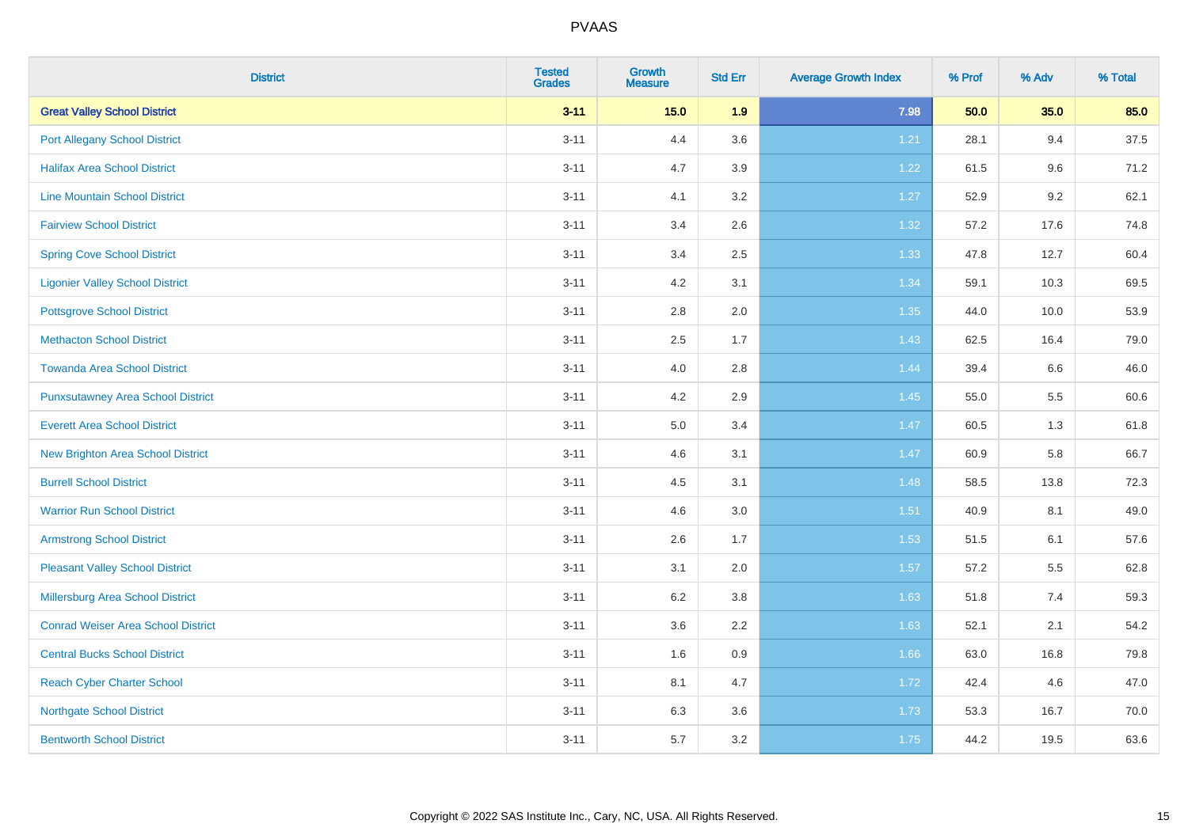# PVAAS

| District | Tested Grades | Growth Measure | Std Err | Average Growth Index | % Prof | % Adv | % Total |
|---|---|---|---|---|---|---|---|
| **Great Valley School District** | **3-11** | **15.0** | **1.9** | **7.98** | **50.0** | **35.0** | **85.0** |
| Port Allegany School District | 3-11 | 4.4 | 3.6 | 1.21 | 28.1 | 9.4 | 37.5 |
| Halifax Area School District | 3-11 | 4.7 | 3.9 | 1.22 | 61.5 | 9.6 | 71.2 |
| Line Mountain School District | 3-11 | 4.1 | 3.2 | 1.27 | 52.9 | 9.2 | 62.1 |
| Fairview School District | 3-11 | 3.4 | 2.6 | 1.32 | 57.2 | 17.6 | 74.8 |
| Spring Cove School District | 3-11 | 3.4 | 2.5 | 1.33 | 47.8 | 12.7 | 60.4 |
| Ligonier Valley School District | 3-11 | 4.2 | 3.1 | 1.34 | 59.1 | 10.3 | 69.5 |
| Pottsgrove School District | 3-11 | 2.8 | 2.0 | 1.35 | 44.0 | 10.0 | 53.9 |
| Methacton School District | 3-11 | 2.5 | 1.7 | 1.43 | 62.5 | 16.4 | 79.0 |
| Towanda Area School District | 3-11 | 4.0 | 2.8 | 1.44 | 39.4 | 6.6 | 46.0 |
| Punxsutawney Area School District | 3-11 | 4.2 | 2.9 | 1.45 | 55.0 | 5.5 | 60.6 |
| Everett Area School District | 3-11 | 5.0 | 3.4 | 1.47 | 60.5 | 1.3 | 61.8 |
| New Brighton Area School District | 3-11 | 4.6 | 3.1 | 1.47 | 60.9 | 5.8 | 66.7 |
| Burrell School District | 3-11 | 4.5 | 3.1 | 1.48 | 58.5 | 13.8 | 72.3 |
| Warrior Run School District | 3-11 | 4.6 | 3.0 | 1.51 | 40.9 | 8.1 | 49.0 |
| Armstrong School District | 3-11 | 2.6 | 1.7 | 1.53 | 51.5 | 6.1 | 57.6 |
| Pleasant Valley School District | 3-11 | 3.1 | 2.0 | 1.57 | 57.2 | 5.5 | 62.8 |
| Millersburg Area School District | 3-11 | 6.2 | 3.8 | 1.63 | 51.8 | 7.4 | 59.3 |
| Conrad Weiser Area School District | 3-11 | 3.6 | 2.2 | 1.63 | 52.1 | 2.1 | 54.2 |
| Central Bucks School District | 3-11 | 1.6 | 0.9 | 1.66 | 63.0 | 16.8 | 79.8 |
| Reach Cyber Charter School | 3-11 | 8.1 | 4.7 | 1.72 | 42.4 | 4.6 | 47.0 |
| Northgate School District | 3-11 | 6.3 | 3.6 | 1.73 | 53.3 | 16.7 | 70.0 |
| Bentworth School District | 3-11 | 5.7 | 3.2 | 1.75 | 44.2 | 19.5 | 63.6 |

Copyright © 2022 SAS Institute Inc., Cary, NC, USA. All Rights Reserved.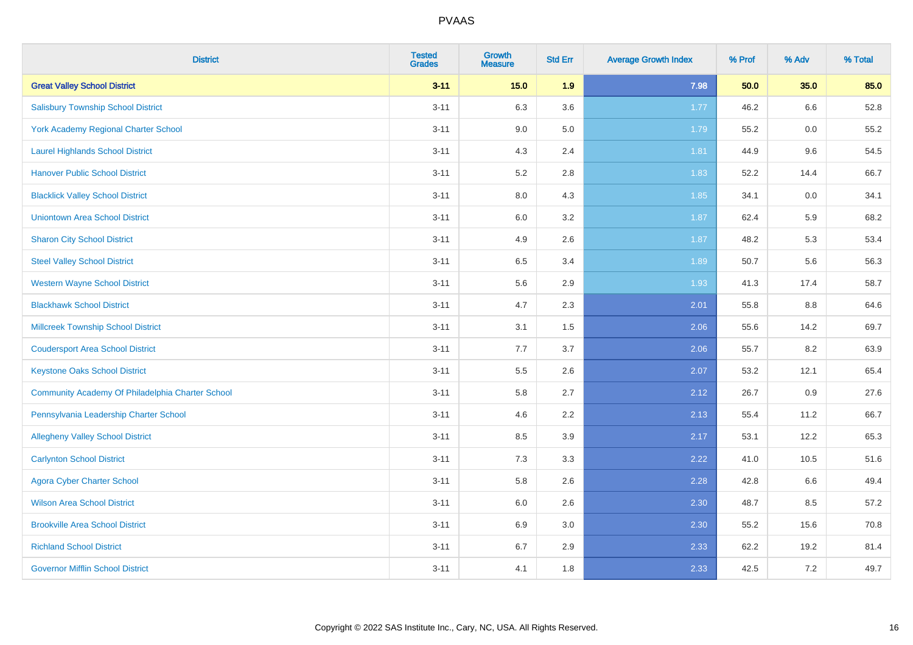# PVAAS

| District | Tested Grades | Growth Measure | Std Err | Average Growth Index | % Prof | % Adv | % Total |
|---|---|---|---|---|---|---|---|
| **Great Valley School District** | **3-11** | **15.0** | **1.9** | **7.98** | **50.0** | **35.0** | **85.0** |
| Salisbury Township School District | 3-11 | 6.3 | 3.6 | 1.77 | 46.2 | 6.6 | 52.8 |
| York Academy Regional Charter School | 3-11 | 9.0 | 5.0 | 1.79 | 55.2 | 0.0 | 55.2 |
| Laurel Highlands School District | 3-11 | 4.3 | 2.4 | 1.81 | 44.9 | 9.6 | 54.5 |
| Hanover Public School District | 3-11 | 5.2 | 2.8 | 1.83 | 52.2 | 14.4 | 66.7 |
| Blacklick Valley School District | 3-11 | 8.0 | 4.3 | 1.85 | 34.1 | 0.0 | 34.1 |
| Uniontown Area School District | 3-11 | 6.0 | 3.2 | 1.87 | 62.4 | 5.9 | 68.2 |
| Sharon City School District | 3-11 | 4.9 | 2.6 | 1.87 | 48.2 | 5.3 | 53.4 |
| Steel Valley School District | 3-11 | 6.5 | 3.4 | 1.89 | 50.7 | 5.6 | 56.3 |
| Western Wayne School District | 3-11 | 5.6 | 2.9 | 1.93 | 41.3 | 17.4 | 58.7 |
| Blackhawk School District | 3-11 | 4.7 | 2.3 | 2.01 | 55.8 | 8.8 | 64.6 |
| Millcreek Township School District | 3-11 | 3.1 | 1.5 | 2.06 | 55.6 | 14.2 | 69.7 |
| Coudersport Area School District | 3-11 | 7.7 | 3.7 | 2.06 | 55.7 | 8.2 | 63.9 |
| Keystone Oaks School District | 3-11 | 5.5 | 2.6 | 2.07 | 53.2 | 12.1 | 65.4 |
| Community Academy Of Philadelphia Charter School | 3-11 | 5.8 | 2.7 | 2.12 | 26.7 | 0.9 | 27.6 |
| Pennsylvania Leadership Charter School | 3-11 | 4.6 | 2.2 | 2.13 | 55.4 | 11.2 | 66.7 |
| Allegheny Valley School District | 3-11 | 8.5 | 3.9 | 2.17 | 53.1 | 12.2 | 65.3 |
| Carlynton School District | 3-11 | 7.3 | 3.3 | 2.22 | 41.0 | 10.5 | 51.6 |
| Agora Cyber Charter School | 3-11 | 5.8 | 2.6 | 2.28 | 42.8 | 6.6 | 49.4 |
| Wilson Area School District | 3-11 | 6.0 | 2.6 | 2.30 | 48.7 | 8.5 | 57.2 |
| Brookville Area School District | 3-11 | 6.9 | 3.0 | 2.30 | 55.2 | 15.6 | 70.8 |
| Richland School District | 3-11 | 6.7 | 2.9 | 2.33 | 62.2 | 19.2 | 81.4 |
| Governor Mifflin School District | 3-11 | 4.1 | 1.8 | 2.33 | 42.5 | 7.2 | 49.7 |

Copyright © 2022 SAS Institute Inc., Cary, NC, USA. All Rights Reserved.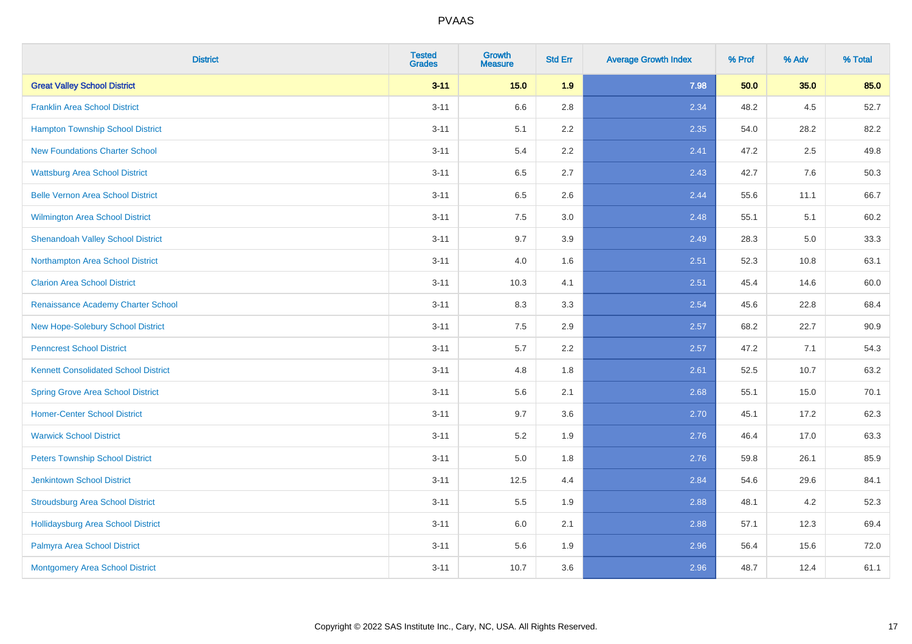# PVAAS

| District | Tested Grades | Growth Measure | Std Err | Average Growth Index | % Prof | % Adv | % Total |
|---|---|---|---|---|---|---|---|
| **Great Valley School District** | **3-11** | **15.0** | **1.9** | **7.98** | **50.0** | **35.0** | **85.0** |
| Franklin Area School District | 3-11 | 6.6 | 2.8 | 2.34 | 48.2 | 4.5 | 52.7 |
| Hampton Township School District | 3-11 | 5.1 | 2.2 | 2.35 | 54.0 | 28.2 | 82.2 |
| New Foundations Charter School | 3-11 | 5.4 | 2.2 | 2.41 | 47.2 | 2.5 | 49.8 |
| Wattsburg Area School District | 3-11 | 6.5 | 2.7 | 2.43 | 42.7 | 7.6 | 50.3 |
| Belle Vernon Area School District | 3-11 | 6.5 | 2.6 | 2.44 | 55.6 | 11.1 | 66.7 |
| Wilmington Area School District | 3-11 | 7.5 | 3.0 | 2.48 | 55.1 | 5.1 | 60.2 |
| Shenandoah Valley School District | 3-11 | 9.7 | 3.9 | 2.49 | 28.3 | 5.0 | 33.3 |
| Northampton Area School District | 3-11 | 4.0 | 1.6 | 2.51 | 52.3 | 10.8 | 63.1 |
| Clarion Area School District | 3-11 | 10.3 | 4.1 | 2.51 | 45.4 | 14.6 | 60.0 |
| Renaissance Academy Charter School | 3-11 | 8.3 | 3.3 | 2.54 | 45.6 | 22.8 | 68.4 |
| New Hope-Solebury School District | 3-11 | 7.5 | 2.9 | 2.57 | 68.2 | 22.7 | 90.9 |
| Penncrest School District | 3-11 | 5.7 | 2.2 | 2.57 | 47.2 | 7.1 | 54.3 |
| Kennett Consolidated School District | 3-11 | 4.8 | 1.8 | 2.61 | 52.5 | 10.7 | 63.2 |
| Spring Grove Area School District | 3-11 | 5.6 | 2.1 | 2.68 | 55.1 | 15.0 | 70.1 |
| Homer-Center School District | 3-11 | 9.7 | 3.6 | 2.70 | 45.1 | 17.2 | 62.3 |
| Warwick School District | 3-11 | 5.2 | 1.9 | 2.76 | 46.4 | 17.0 | 63.3 |
| Peters Township School District | 3-11 | 5.0 | 1.8 | 2.76 | 59.8 | 26.1 | 85.9 |
| Jenkintown School District | 3-11 | 12.5 | 4.4 | 2.84 | 54.6 | 29.6 | 84.1 |
| Stroudsburg Area School District | 3-11 | 5.5 | 1.9 | 2.88 | 48.1 | 4.2 | 52.3 |
| Hollidaysburg Area School District | 3-11 | 6.0 | 2.1 | 2.88 | 57.1 | 12.3 | 69.4 |
| Palmyra Area School District | 3-11 | 5.6 | 1.9 | 2.96 | 56.4 | 15.6 | 72.0 |
| Montgomery Area School District | 3-11 | 10.7 | 3.6 | 2.96 | 48.7 | 12.4 | 61.1 |

Copyright © 2022 SAS Institute Inc., Cary, NC, USA. All Rights Reserved.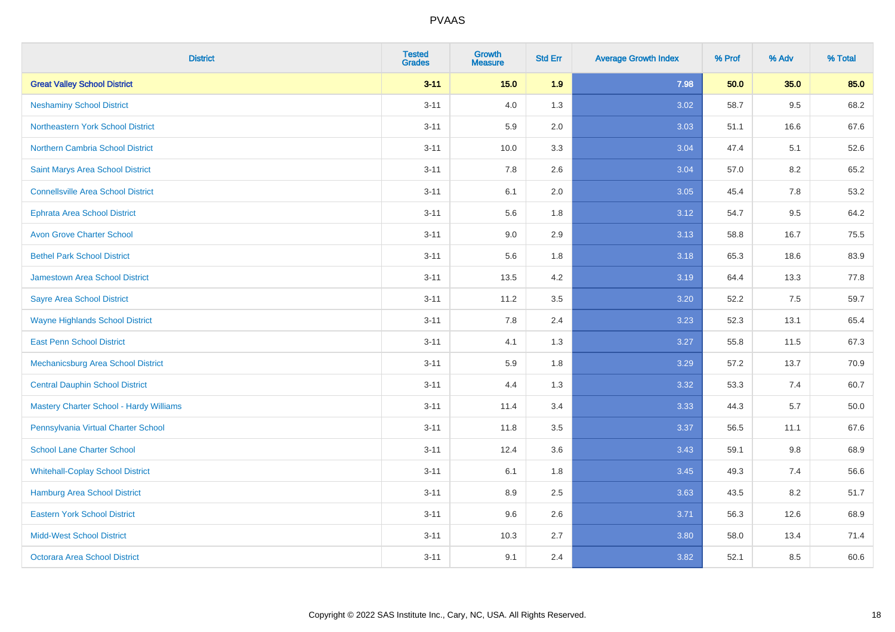# PVAAS

| District | Tested Grades | Growth Measure | Std Err | Average Growth Index | % Prof | % Adv | % Total |
|---|---|---|---|---|---|---|---|
| **Great Valley School District** | **3-11** | **15.0** | **1.9** | **7.98** | **50.0** | **35.0** | **85.0** |
| Neshaminy School District | 3-11 | 4.0 | 1.3 | 3.02 | 58.7 | 9.5 | 68.2 |
| Northeastern York School District | 3-11 | 5.9 | 2.0 | 3.03 | 51.1 | 16.6 | 67.6 |
| Northern Cambria School District | 3-11 | 10.0 | 3.3 | 3.04 | 47.4 | 5.1 | 52.6 |
| Saint Marys Area School District | 3-11 | 7.8 | 2.6 | 3.04 | 57.0 | 8.2 | 65.2 |
| Connellsville Area School District | 3-11 | 6.1 | 2.0 | 3.05 | 45.4 | 7.8 | 53.2 |
| Ephrata Area School District | 3-11 | 5.6 | 1.8 | 3.12 | 54.7 | 9.5 | 64.2 |
| Avon Grove Charter School | 3-11 | 9.0 | 2.9 | 3.13 | 58.8 | 16.7 | 75.5 |
| Bethel Park School District | 3-11 | 5.6 | 1.8 | 3.18 | 65.3 | 18.6 | 83.9 |
| Jamestown Area School District | 3-11 | 13.5 | 4.2 | 3.19 | 64.4 | 13.3 | 77.8 |
| Sayre Area School District | 3-11 | 11.2 | 3.5 | 3.20 | 52.2 | 7.5 | 59.7 |
| Wayne Highlands School District | 3-11 | 7.8 | 2.4 | 3.23 | 52.3 | 13.1 | 65.4 |
| East Penn School District | 3-11 | 4.1 | 1.3 | 3.27 | 55.8 | 11.5 | 67.3 |
| Mechanicsburg Area School District | 3-11 | 5.9 | 1.8 | 3.29 | 57.2 | 13.7 | 70.9 |
| Central Dauphin School District | 3-11 | 4.4 | 1.3 | 3.32 | 53.3 | 7.4 | 60.7 |
| Mastery Charter School - Hardy Williams | 3-11 | 11.4 | 3.4 | 3.33 | 44.3 | 5.7 | 50.0 |
| Pennsylvania Virtual Charter School | 3-11 | 11.8 | 3.5 | 3.37 | 56.5 | 11.1 | 67.6 |
| School Lane Charter School | 3-11 | 12.4 | 3.6 | 3.43 | 59.1 | 9.8 | 68.9 |
| Whitehall-Coplay School District | 3-11 | 6.1 | 1.8 | 3.45 | 49.3 | 7.4 | 56.6 |
| Hamburg Area School District | 3-11 | 8.9 | 2.5 | 3.63 | 43.5 | 8.2 | 51.7 |
| Eastern York School District | 3-11 | 9.6 | 2.6 | 3.71 | 56.3 | 12.6 | 68.9 |
| Midd-West School District | 3-11 | 10.3 | 2.7 | 3.80 | 58.0 | 13.4 | 71.4 |
| Octorara Area School District | 3-11 | 9.1 | 2.4 | 3.82 | 52.1 | 8.5 | 60.6 |

Copyright © 2022 SAS Institute Inc., Cary, NC, USA. All Rights Reserved.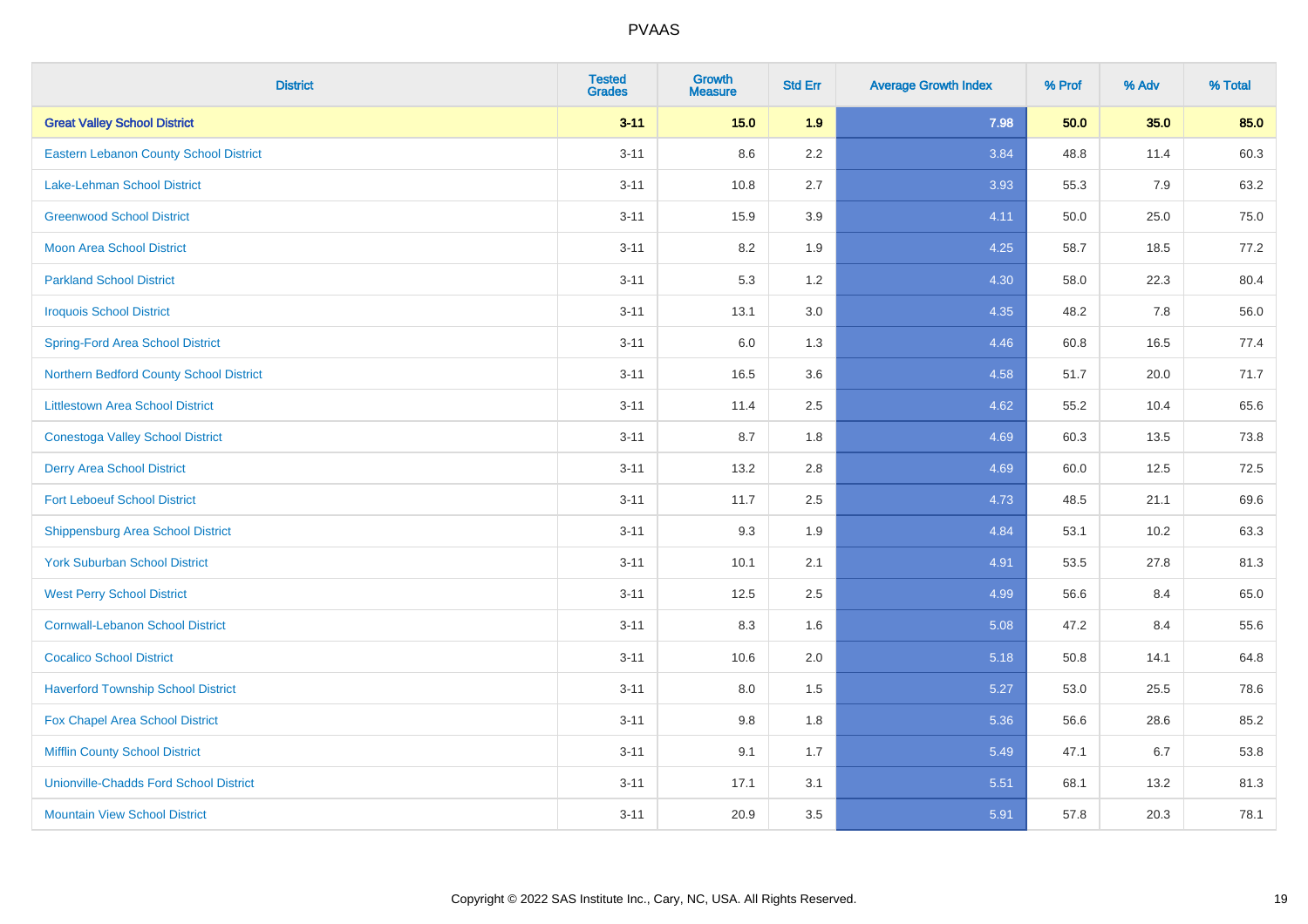# PVAAS

| District | Tested Grades | Growth Measure | Std Err | Average Growth Index | % Prof | % Adv | % Total |
|---|---|---|---|---|---|---|---|
| **Great Valley School District** | **3-11** | **15.0** | **1.9** | **7.98** | **50.0** | **35.0** | **85.0** |
| Eastern Lebanon County School District | 3-11 | 8.6 | 2.2 | 3.84 | 48.8 | 11.4 | 60.3 |
| Lake-Lehman School District | 3-11 | 10.8 | 2.7 | 3.93 | 55.3 | 7.9 | 63.2 |
| Greenwood School District | 3-11 | 15.9 | 3.9 | 4.11 | 50.0 | 25.0 | 75.0 |
| Moon Area School District | 3-11 | 8.2 | 1.9 | 4.25 | 58.7 | 18.5 | 77.2 |
| Parkland School District | 3-11 | 5.3 | 1.2 | 4.30 | 58.0 | 22.3 | 80.4 |
| Iroquois School District | 3-11 | 13.1 | 3.0 | 4.35 | 48.2 | 7.8 | 56.0 |
| Spring-Ford Area School District | 3-11 | 6.0 | 1.3 | 4.46 | 60.8 | 16.5 | 77.4 |
| Northern Bedford County School District | 3-11 | 16.5 | 3.6 | 4.58 | 51.7 | 20.0 | 71.7 |
| Littlestown Area School District | 3-11 | 11.4 | 2.5 | 4.62 | 55.2 | 10.4 | 65.6 |
| Conestoga Valley School District | 3-11 | 8.7 | 1.8 | 4.69 | 60.3 | 13.5 | 73.8 |
| Derry Area School District | 3-11 | 13.2 | 2.8 | 4.69 | 60.0 | 12.5 | 72.5 |
| Fort Leboeuf School District | 3-11 | 11.7 | 2.5 | 4.73 | 48.5 | 21.1 | 69.6 |
| Shippensburg Area School District | 3-11 | 9.3 | 1.9 | 4.84 | 53.1 | 10.2 | 63.3 |
| York Suburban School District | 3-11 | 10.1 | 2.1 | 4.91 | 53.5 | 27.8 | 81.3 |
| West Perry School District | 3-11 | 12.5 | 2.5 | 4.99 | 56.6 | 8.4 | 65.0 |
| Cornwall-Lebanon School District | 3-11 | 8.3 | 1.6 | 5.08 | 47.2 | 8.4 | 55.6 |
| Cocalico School District | 3-11 | 10.6 | 2.0 | 5.18 | 50.8 | 14.1 | 64.8 |
| Haverford Township School District | 3-11 | 8.0 | 1.5 | 5.27 | 53.0 | 25.5 | 78.6 |
| Fox Chapel Area School District | 3-11 | 9.8 | 1.8 | 5.36 | 56.6 | 28.6 | 85.2 |
| Mifflin County School District | 3-11 | 9.1 | 1.7 | 5.49 | 47.1 | 6.7 | 53.8 |
| Unionville-Chadds Ford School District | 3-11 | 17.1 | 3.1 | 5.51 | 68.1 | 13.2 | 81.3 |
| Mountain View School District | 3-11 | 20.9 | 3.5 | 5.91 | 57.8 | 20.3 | 78.1 |

Copyright © 2022 SAS Institute Inc., Cary, NC, USA. All Rights Reserved.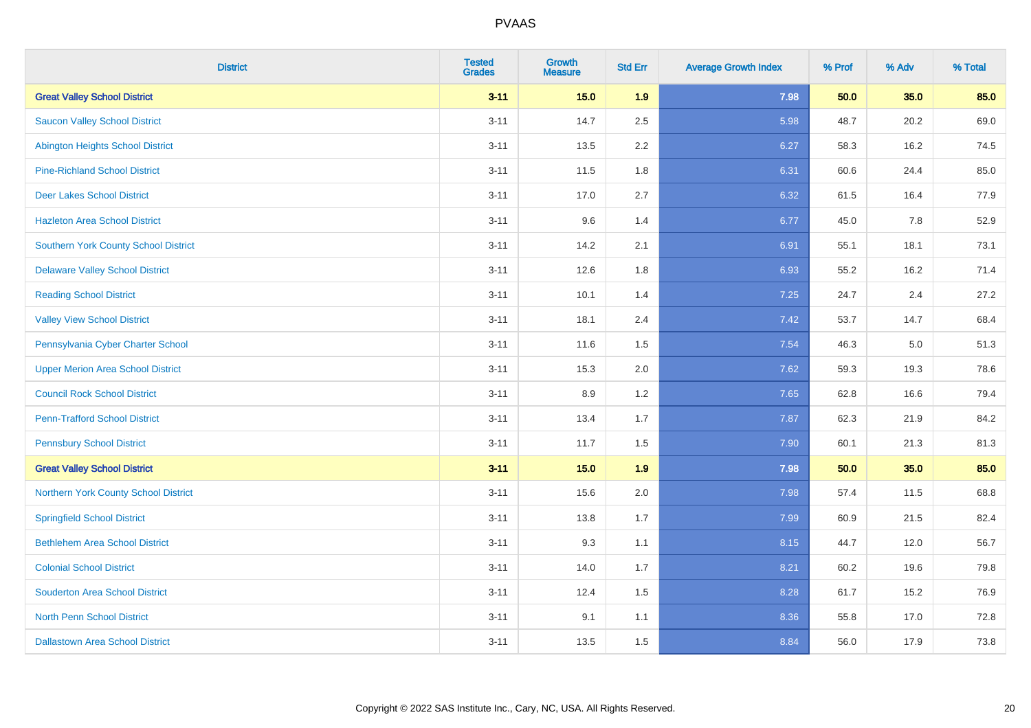# PVAAS

| District | Tested Grades | Growth Measure | Std Err | Average Growth Index | % Prof | % Adv | % Total |
|---|---|---|---|---|---|---|---|
| **Great Valley School District** | **3-11** | **15.0** | **1.9** | **7.98** | **50.0** | **35.0** | **85.0** |
| Saucon Valley School District | 3-11 | 14.7 | 2.5 | 5.98 | 48.7 | 20.2 | 69.0 |
| Abington Heights School District | 3-11 | 13.5 | 2.2 | 6.27 | 58.3 | 16.2 | 74.5 |
| Pine-Richland School District | 3-11 | 11.5 | 1.8 | 6.31 | 60.6 | 24.4 | 85.0 |
| Deer Lakes School District | 3-11 | 17.0 | 2.7 | 6.32 | 61.5 | 16.4 | 77.9 |
| Hazleton Area School District | 3-11 | 9.6 | 1.4 | 6.77 | 45.0 | 7.8 | 52.9 |
| Southern York County School District | 3-11 | 14.2 | 2.1 | 6.91 | 55.1 | 18.1 | 73.1 |
| Delaware Valley School District | 3-11 | 12.6 | 1.8 | 6.93 | 55.2 | 16.2 | 71.4 |
| Reading School District | 3-11 | 10.1 | 1.4 | 7.25 | 24.7 | 2.4 | 27.2 |
| Valley View School District | 3-11 | 18.1 | 2.4 | 7.42 | 53.7 | 14.7 | 68.4 |
| Pennsylvania Cyber Charter School | 3-11 | 11.6 | 1.5 | 7.54 | 46.3 | 5.0 | 51.3 |
| Upper Merion Area School District | 3-11 | 15.3 | 2.0 | 7.62 | 59.3 | 19.3 | 78.6 |
| Council Rock School District | 3-11 | 8.9 | 1.2 | 7.65 | 62.8 | 16.6 | 79.4 |
| Penn-Trafford School District | 3-11 | 13.4 | 1.7 | 7.87 | 62.3 | 21.9 | 84.2 |
| Pennsbury School District | 3-11 | 11.7 | 1.5 | 7.90 | 60.1 | 21.3 | 81.3 |
| **Great Valley School District** | **3-11** | **15.0** | **1.9** | **7.98** | **50.0** | **35.0** | **85.0** |
| Northern York County School District | 3-11 | 15.6 | 2.0 | 7.98 | 57.4 | 11.5 | 68.8 |
| Springfield School District | 3-11 | 13.8 | 1.7 | 7.99 | 60.9 | 21.5 | 82.4 |
| Bethlehem Area School District | 3-11 | 9.3 | 1.1 | 8.15 | 44.7 | 12.0 | 56.7 |
| Colonial School District | 3-11 | 14.0 | 1.7 | 8.21 | 60.2 | 19.6 | 79.8 |
| Souderton Area School District | 3-11 | 12.4 | 1.5 | 8.28 | 61.7 | 15.2 | 76.9 |
| North Penn School District | 3-11 | 9.1 | 1.1 | 8.36 | 55.8 | 17.0 | 72.8 |
| Dallastown Area School District | 3-11 | 13.5 | 1.5 | 8.84 | 56.0 | 17.9 | 73.8 |

Copyright © 2022 SAS Institute Inc., Cary, NC, USA. All Rights Reserved.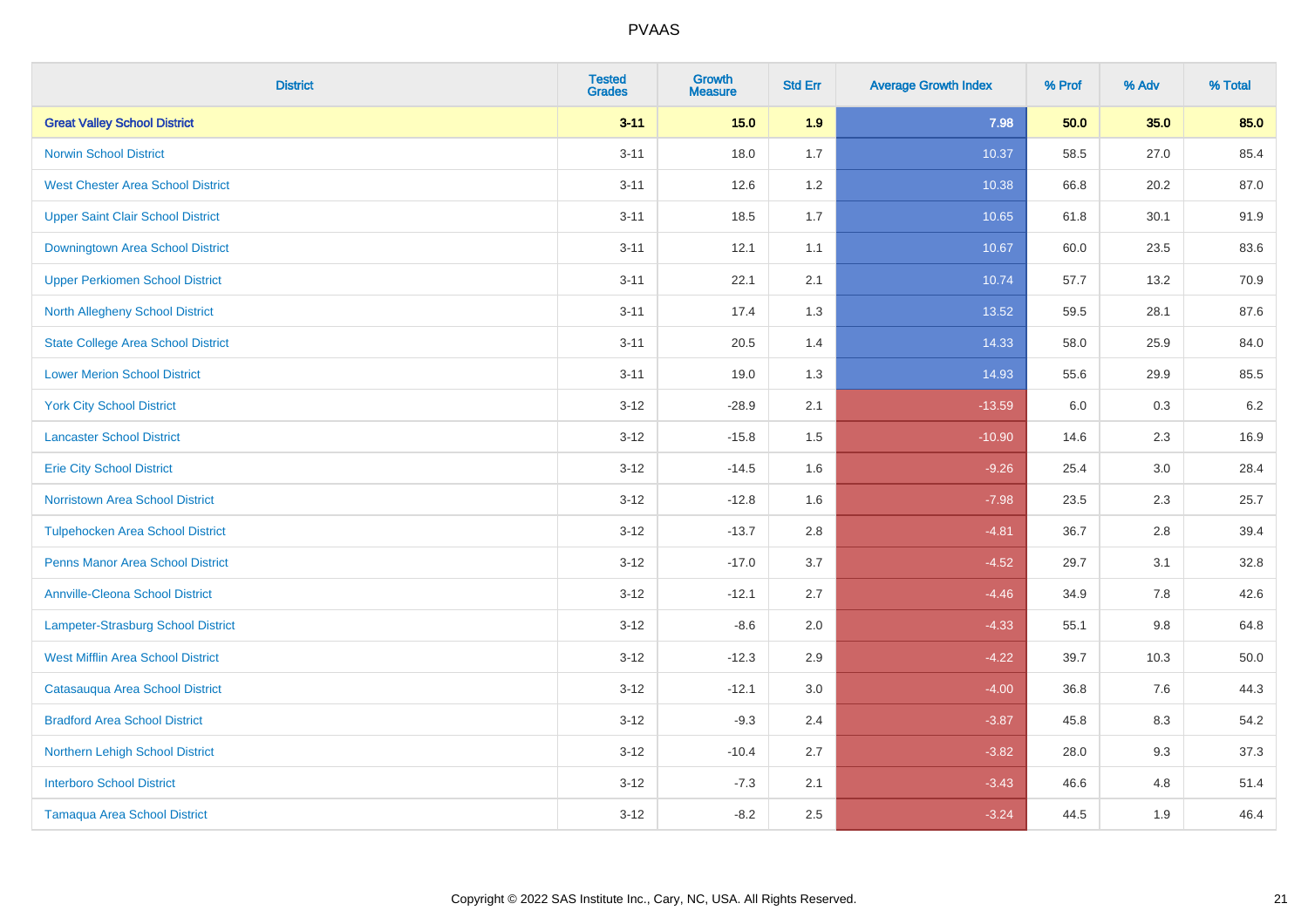# PVAAS

| District | Tested Grades | Growth Measure | Std Err | Average Growth Index | % Prof | % Adv | % Total |
|---|---|---|---|---|---|---|---|
| **Great Valley School District** | **3-11** | **15.0** | **1.9** | **7.98** | **50.0** | **35.0** | **85.0** |
| Norwin School District | 3-11 | 18.0 | 1.7 | 10.37 | 58.5 | 27.0 | 85.4 |
| West Chester Area School District | 3-11 | 12.6 | 1.2 | 10.38 | 66.8 | 20.2 | 87.0 |
| Upper Saint Clair School District | 3-11 | 18.5 | 1.7 | 10.65 | 61.8 | 30.1 | 91.9 |
| Downingtown Area School District | 3-11 | 12.1 | 1.1 | 10.67 | 60.0 | 23.5 | 83.6 |
| Upper Perkiomen School District | 3-11 | 22.1 | 2.1 | 10.74 | 57.7 | 13.2 | 70.9 |
| North Allegheny School District | 3-11 | 17.4 | 1.3 | 13.52 | 59.5 | 28.1 | 87.6 |
| State College Area School District | 3-11 | 20.5 | 1.4 | 14.33 | 58.0 | 25.9 | 84.0 |
| Lower Merion School District | 3-11 | 19.0 | 1.3 | 14.93 | 55.6 | 29.9 | 85.5 |
| York City School District | 3-12 | -28.9 | 2.1 | -13.59 | 6.0 | 0.3 | 6.2 |
| Lancaster School District | 3-12 | -15.8 | 1.5 | -10.90 | 14.6 | 2.3 | 16.9 |
| Erie City School District | 3-12 | -14.5 | 1.6 | -9.26 | 25.4 | 3.0 | 28.4 |
| Norristown Area School District | 3-12 | -12.8 | 1.6 | -7.98 | 23.5 | 2.3 | 25.7 |
| Tulpehocken Area School District | 3-12 | -13.7 | 2.8 | -4.81 | 36.7 | 2.8 | 39.4 |
| Penns Manor Area School District | 3-12 | -17.0 | 3.7 | -4.52 | 29.7 | 3.1 | 32.8 |
| Annville-Cleona School District | 3-12 | -12.1 | 2.7 | -4.46 | 34.9 | 7.8 | 42.6 |
| Lampeter-Strasburg School District | 3-12 | -8.6 | 2.0 | -4.33 | 55.1 | 9.8 | 64.8 |
| West Mifflin Area School District | 3-12 | -12.3 | 2.9 | -4.22 | 39.7 | 10.3 | 50.0 |
| Catasauqua Area School District | 3-12 | -12.1 | 3.0 | -4.00 | 36.8 | 7.6 | 44.3 |
| Bradford Area School District | 3-12 | -9.3 | 2.4 | -3.87 | 45.8 | 8.3 | 54.2 |
| Northern Lehigh School District | 3-12 | -10.4 | 2.7 | -3.82 | 28.0 | 9.3 | 37.3 |
| Interboro School District | 3-12 | -7.3 | 2.1 | -3.43 | 46.6 | 4.8 | 51.4 |
| Tamaqua Area School District | 3-12 | -8.2 | 2.5 | -3.24 | 44.5 | 1.9 | 46.4 |

Copyright © 2022 SAS Institute Inc., Cary, NC, USA. All Rights Reserved.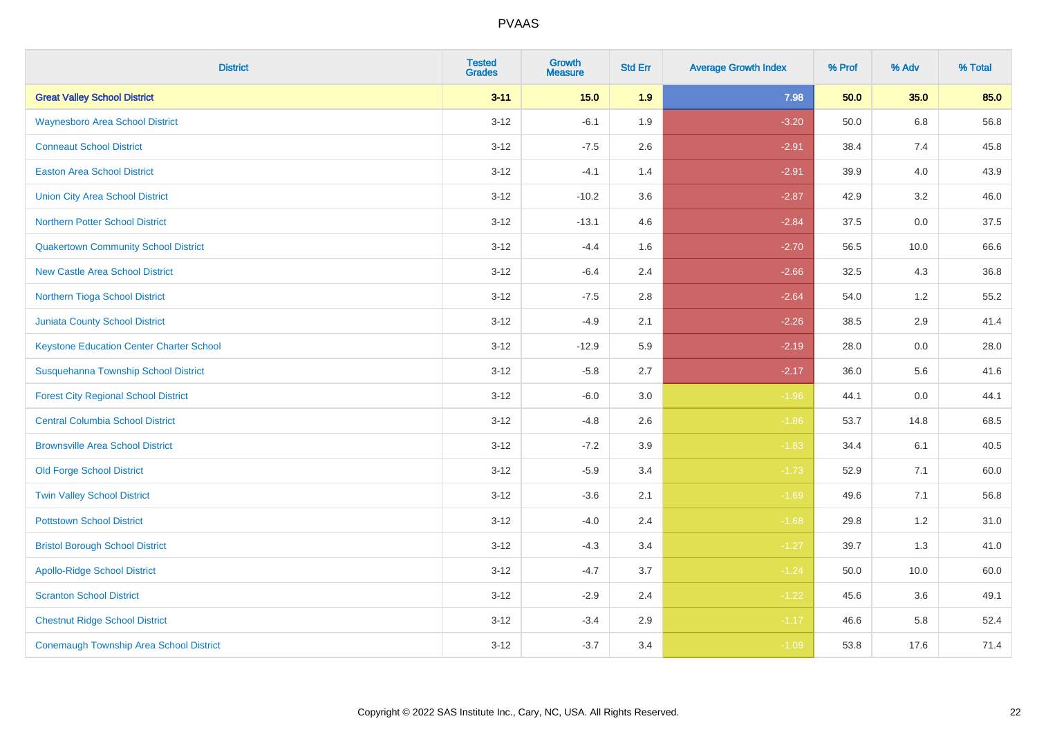# PVAAS

| District | Tested Grades | Growth Measure | Std Err | Average Growth Index | % Prof | % Adv | % Total |
|---|---|---|---|---|---|---|---|
| **Great Valley School District** | **3-11** | **15.0** | **1.9** | **7.98** | **50.0** | **35.0** | **85.0** |
| Waynesboro Area School District | 3-12 | -6.1 | 1.9 | -3.20 | 50.0 | 6.8 | 56.8 |
| Conneaut School District | 3-12 | -7.5 | 2.6 | -2.91 | 38.4 | 7.4 | 45.8 |
| Easton Area School District | 3-12 | -4.1 | 1.4 | -2.91 | 39.9 | 4.0 | 43.9 |
| Union City Area School District | 3-12 | -10.2 | 3.6 | -2.87 | 42.9 | 3.2 | 46.0 |
| Northern Potter School District | 3-12 | -13.1 | 4.6 | -2.84 | 37.5 | 0.0 | 37.5 |
| Quakertown Community School District | 3-12 | -4.4 | 1.6 | -2.70 | 56.5 | 10.0 | 66.6 |
| New Castle Area School District | 3-12 | -6.4 | 2.4 | -2.66 | 32.5 | 4.3 | 36.8 |
| Northern Tioga School District | 3-12 | -7.5 | 2.8 | -2.64 | 54.0 | 1.2 | 55.2 |
| Juniata County School District | 3-12 | -4.9 | 2.1 | -2.26 | 38.5 | 2.9 | 41.4 |
| Keystone Education Center Charter School | 3-12 | -12.9 | 5.9 | -2.19 | 28.0 | 0.0 | 28.0 |
| Susquehanna Township School District | 3-12 | -5.8 | 2.7 | -2.17 | 36.0 | 5.6 | 41.6 |
| Forest City Regional School District | 3-12 | -6.0 | 3.0 | -1.96 | 44.1 | 0.0 | 44.1 |
| Central Columbia School District | 3-12 | -4.8 | 2.6 | -1.86 | 53.7 | 14.8 | 68.5 |
| Brownsville Area School District | 3-12 | -7.2 | 3.9 | -1.83 | 34.4 | 6.1 | 40.5 |
| Old Forge School District | 3-12 | -5.9 | 3.4 | -1.73 | 52.9 | 7.1 | 60.0 |
| Twin Valley School District | 3-12 | -3.6 | 2.1 | -1.69 | 49.6 | 7.1 | 56.8 |
| Pottstown School District | 3-12 | -4.0 | 2.4 | -1.68 | 29.8 | 1.2 | 31.0 |
| Bristol Borough School District | 3-12 | -4.3 | 3.4 | -1.27 | 39.7 | 1.3 | 41.0 |
| Apollo-Ridge School District | 3-12 | -4.7 | 3.7 | -1.24 | 50.0 | 10.0 | 60.0 |
| Scranton School District | 3-12 | -2.9 | 2.4 | -1.22 | 45.6 | 3.6 | 49.1 |
| Chestnut Ridge School District | 3-12 | -3.4 | 2.9 | -1.17 | 46.6 | 5.8 | 52.4 |
| Conemaugh Township Area School District | 3-12 | -3.7 | 3.4 | -1.09 | 53.8 | 17.6 | 71.4 |

Copyright © 2022 SAS Institute Inc., Cary, NC, USA. All Rights Reserved.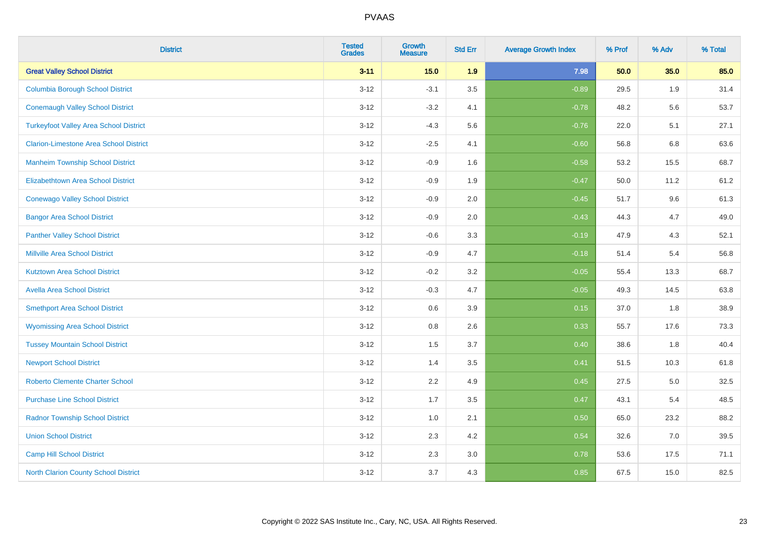PVAAS

| District | Tested Grades | Growth Measure | Std Err | Average Growth Index | % Prof | % Adv | % Total |
|---|---|---|---|---|---|---|---|
| **Great Valley School District** | **3-11** | **15.0** | **1.9** | **7.98** | **50.0** | **35.0** | **85.0** |
| Columbia Borough School District | 3-12 | -3.1 | 3.5 | -0.89 | 29.5 | 1.9 | 31.4 |
| Conemaugh Valley School District | 3-12 | -3.2 | 4.1 | -0.78 | 48.2 | 5.6 | 53.7 |
| Turkeyfoot Valley Area School District | 3-12 | -4.3 | 5.6 | -0.76 | 22.0 | 5.1 | 27.1 |
| Clarion-Limestone Area School District | 3-12 | -2.5 | 4.1 | -0.60 | 56.8 | 6.8 | 63.6 |
| Manheim Township School District | 3-12 | -0.9 | 1.6 | -0.58 | 53.2 | 15.5 | 68.7 |
| Elizabethtown Area School District | 3-12 | -0.9 | 1.9 | -0.47 | 50.0 | 11.2 | 61.2 |
| Conewago Valley School District | 3-12 | -0.9 | 2.0 | -0.45 | 51.7 | 9.6 | 61.3 |
| Bangor Area School District | 3-12 | -0.9 | 2.0 | -0.43 | 44.3 | 4.7 | 49.0 |
| Panther Valley School District | 3-12 | -0.6 | 3.3 | -0.19 | 47.9 | 4.3 | 52.1 |
| Millville Area School District | 3-12 | -0.9 | 4.7 | -0.18 | 51.4 | 5.4 | 56.8 |
| Kutztown Area School District | 3-12 | -0.2 | 3.2 | -0.05 | 55.4 | 13.3 | 68.7 |
| Avella Area School District | 3-12 | -0.3 | 4.7 | -0.05 | 49.3 | 14.5 | 63.8 |
| Smethport Area School District | 3-12 | 0.6 | 3.9 | 0.15 | 37.0 | 1.8 | 38.9 |
| Wyomissing Area School District | 3-12 | 0.8 | 2.6 | 0.33 | 55.7 | 17.6 | 73.3 |
| Tussey Mountain School District | 3-12 | 1.5 | 3.7 | 0.40 | 38.6 | 1.8 | 40.4 |
| Newport School District | 3-12 | 1.4 | 3.5 | 0.41 | 51.5 | 10.3 | 61.8 |
| Roberto Clemente Charter School | 3-12 | 2.2 | 4.9 | 0.45 | 27.5 | 5.0 | 32.5 |
| Purchase Line School District | 3-12 | 1.7 | 3.5 | 0.47 | 43.1 | 5.4 | 48.5 |
| Radnor Township School District | 3-12 | 1.0 | 2.1 | 0.50 | 65.0 | 23.2 | 88.2 |
| Union School District | 3-12 | 2.3 | 4.2 | 0.54 | 32.6 | 7.0 | 39.5 |
| Camp Hill School District | 3-12 | 2.3 | 3.0 | 0.78 | 53.6 | 17.5 | 71.1 |
| North Clarion County School District | 3-12 | 3.7 | 4.3 | 0.85 | 67.5 | 15.0 | 82.5 |

Copyright © 2022 SAS Institute Inc., Cary, NC, USA. All Rights Reserved.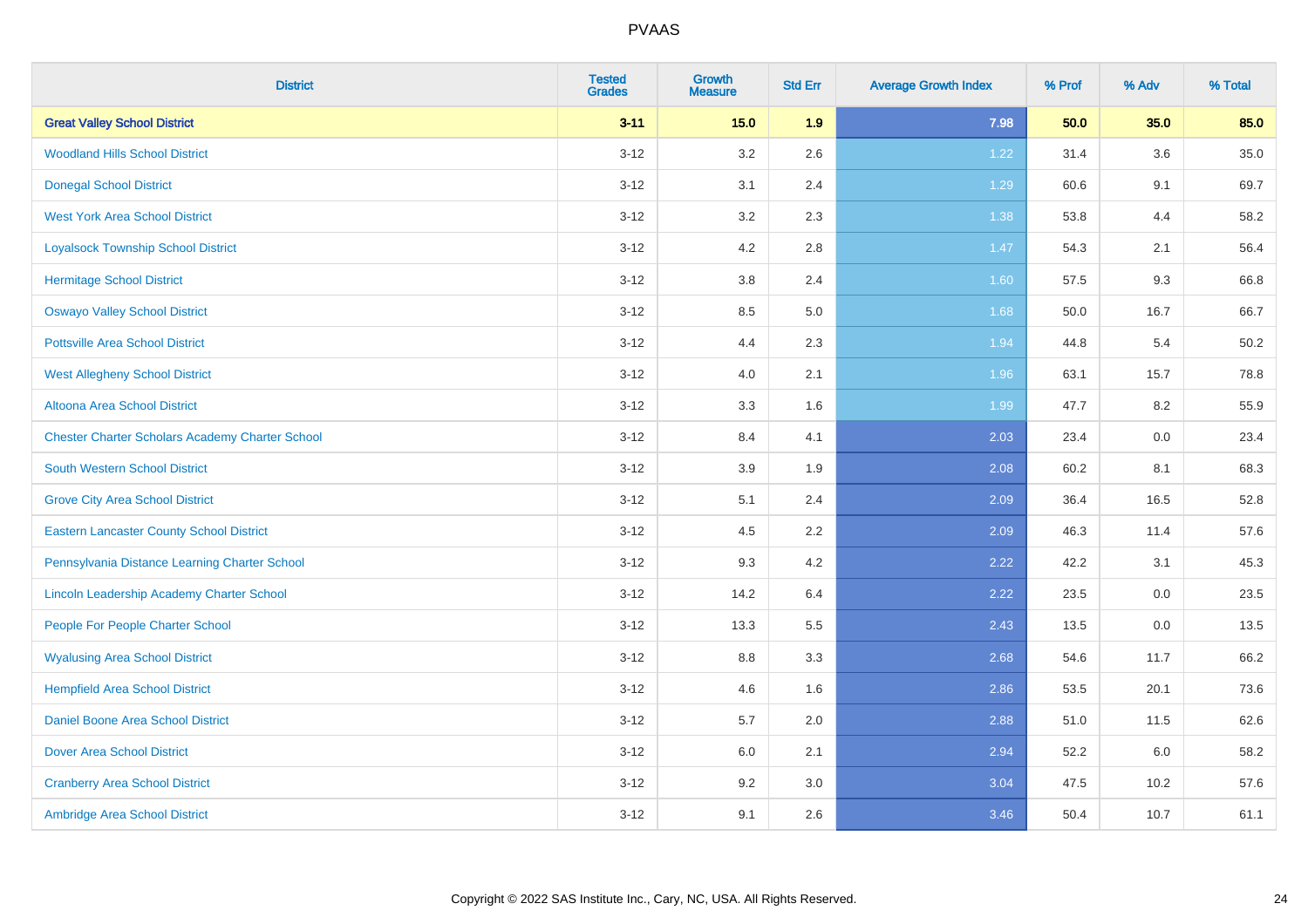| District | Tested Grades | Growth Measure | Std Err | Average Growth Index | % Prof | % Adv | % Total |
|---|---|---|---|---|---|---|---|
| **Great Valley School District** | **3-11** | **15.0** | **1.9** | **7.98** | **50.0** | **35.0** | **85.0** |
| Woodland Hills School District | 3-12 | 3.2 | 2.6 | 1.22 | 31.4 | 3.6 | 35.0 |
| Donegal School District | 3-12 | 3.1 | 2.4 | 1.29 | 60.6 | 9.1 | 69.7 |
| West York Area School District | 3-12 | 3.2 | 2.3 | 1.38 | 53.8 | 4.4 | 58.2 |
| Loyalsock Township School District | 3-12 | 4.2 | 2.8 | 1.47 | 54.3 | 2.1 | 56.4 |
| Hermitage School District | 3-12 | 3.8 | 2.4 | 1.60 | 57.5 | 9.3 | 66.8 |
| Oswayo Valley School District | 3-12 | 8.5 | 5.0 | 1.68 | 50.0 | 16.7 | 66.7 |
| Pottsville Area School District | 3-12 | 4.4 | 2.3 | 1.94 | 44.8 | 5.4 | 50.2 |
| West Allegheny School District | 3-12 | 4.0 | 2.1 | 1.96 | 63.1 | 15.7 | 78.8 |
| Altoona Area School District | 3-12 | 3.3 | 1.6 | 1.99 | 47.7 | 8.2 | 55.9 |
| Chester Charter Scholars Academy Charter School | 3-12 | 8.4 | 4.1 | 2.03 | 23.4 | 0.0 | 23.4 |
| South Western School District | 3-12 | 3.9 | 1.9 | 2.08 | 60.2 | 8.1 | 68.3 |
| Grove City Area School District | 3-12 | 5.1 | 2.4 | 2.09 | 36.4 | 16.5 | 52.8 |
| Eastern Lancaster County School District | 3-12 | 4.5 | 2.2 | 2.09 | 46.3 | 11.4 | 57.6 |
| Pennsylvania Distance Learning Charter School | 3-12 | 9.3 | 4.2 | 2.22 | 42.2 | 3.1 | 45.3 |
| Lincoln Leadership Academy Charter School | 3-12 | 14.2 | 6.4 | 2.22 | 23.5 | 0.0 | 23.5 |
| People For People Charter School | 3-12 | 13.3 | 5.5 | 2.43 | 13.5 | 0.0 | 13.5 |
| Wyalusing Area School District | 3-12 | 8.8 | 3.3 | 2.68 | 54.6 | 11.7 | 66.2 |
| Hempfield Area School District | 3-12 | 4.6 | 1.6 | 2.86 | 53.5 | 20.1 | 73.6 |
| Daniel Boone Area School District | 3-12 | 5.7 | 2.0 | 2.88 | 51.0 | 11.5 | 62.6 |
| Dover Area School District | 3-12 | 6.0 | 2.1 | 2.94 | 52.2 | 6.0 | 58.2 |
| Cranberry Area School District | 3-12 | 9.2 | 3.0 | 3.04 | 47.5 | 10.2 | 57.6 |
| Ambridge Area School District | 3-12 | 9.1 | 2.6 | 3.46 | 50.4 | 10.7 | 61.1 |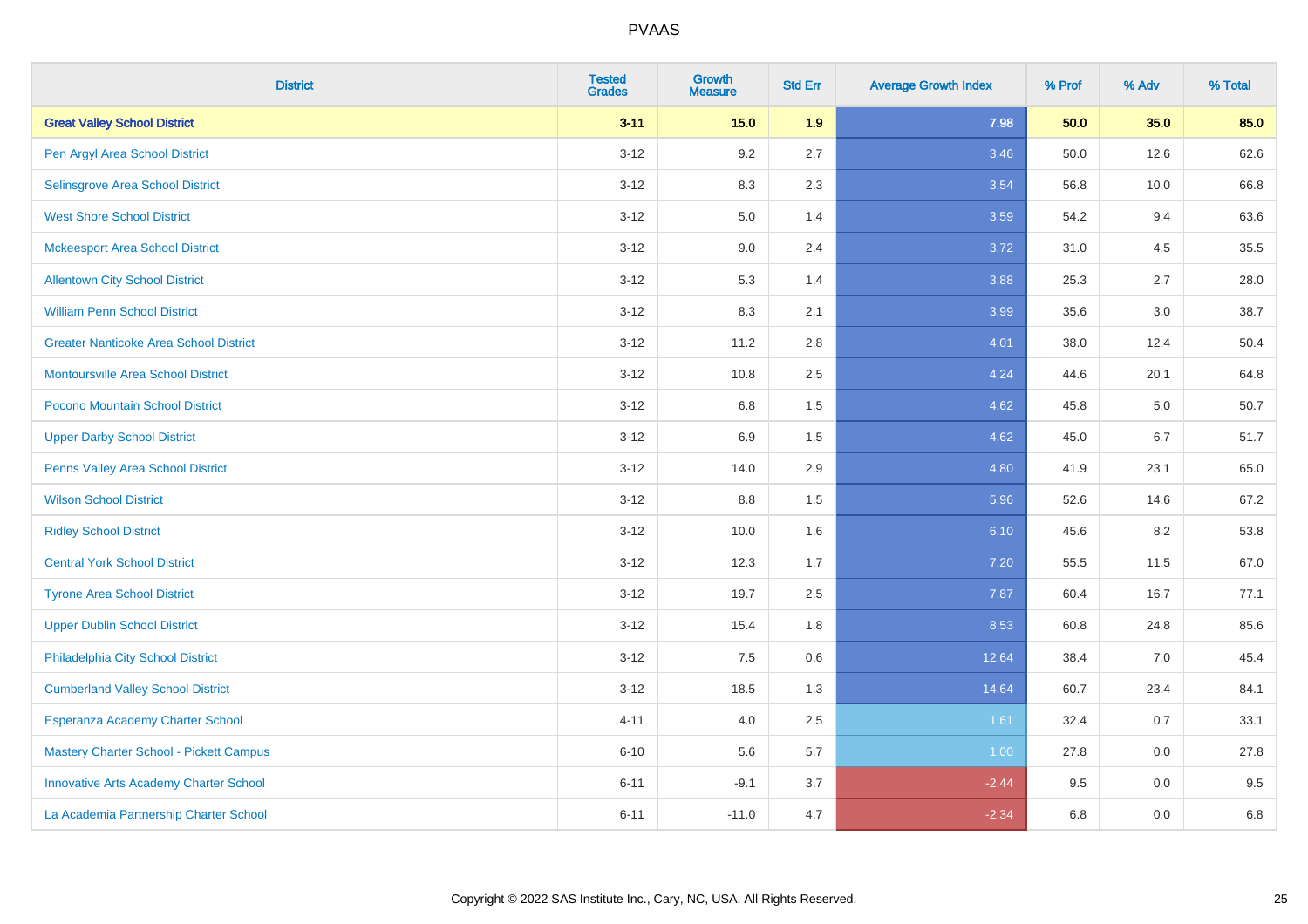# PVAAS

| District | Tested Grades | Growth Measure | Std Err | Average Growth Index | % Prof | % Adv | % Total |
|---|---|---|---|---|---|---|---|
| **Great Valley School District** | **3-11** | **15.0** | **1.9** | **7.98** | **50.0** | **35.0** | **85.0** |
| Pen Argyl Area School District | 3-12 | 9.2 | 2.7 | 3.46 | 50.0 | 12.6 | 62.6 |
| Selinsgrove Area School District | 3-12 | 8.3 | 2.3 | 3.54 | 56.8 | 10.0 | 66.8 |
| West Shore School District | 3-12 | 5.0 | 1.4 | 3.59 | 54.2 | 9.4 | 63.6 |
| Mckeesport Area School District | 3-12 | 9.0 | 2.4 | 3.72 | 31.0 | 4.5 | 35.5 |
| Allentown City School District | 3-12 | 5.3 | 1.4 | 3.88 | 25.3 | 2.7 | 28.0 |
| William Penn School District | 3-12 | 8.3 | 2.1 | 3.99 | 35.6 | 3.0 | 38.7 |
| Greater Nanticoke Area School District | 3-12 | 11.2 | 2.8 | 4.01 | 38.0 | 12.4 | 50.4 |
| Montoursville Area School District | 3-12 | 10.8 | 2.5 | 4.24 | 44.6 | 20.1 | 64.8 |
| Pocono Mountain School District | 3-12 | 6.8 | 1.5 | 4.62 | 45.8 | 5.0 | 50.7 |
| Upper Darby School District | 3-12 | 6.9 | 1.5 | 4.62 | 45.0 | 6.7 | 51.7 |
| Penns Valley Area School District | 3-12 | 14.0 | 2.9 | 4.80 | 41.9 | 23.1 | 65.0 |
| Wilson School District | 3-12 | 8.8 | 1.5 | 5.96 | 52.6 | 14.6 | 67.2 |
| Ridley School District | 3-12 | 10.0 | 1.6 | 6.10 | 45.6 | 8.2 | 53.8 |
| Central York School District | 3-12 | 12.3 | 1.7 | 7.20 | 55.5 | 11.5 | 67.0 |
| Tyrone Area School District | 3-12 | 19.7 | 2.5 | 7.87 | 60.4 | 16.7 | 77.1 |
| Upper Dublin School District | 3-12 | 15.4 | 1.8 | 8.53 | 60.8 | 24.8 | 85.6 |
| Philadelphia City School District | 3-12 | 7.5 | 0.6 | 12.64 | 38.4 | 7.0 | 45.4 |
| Cumberland Valley School District | 3-12 | 18.5 | 1.3 | 14.64 | 60.7 | 23.4 | 84.1 |
| Esperanza Academy Charter School | 4-11 | 4.0 | 2.5 | 1.61 | 32.4 | 0.7 | 33.1 |
| Mastery Charter School - Pickett Campus | 6-10 | 5.6 | 5.7 | 1.00 | 27.8 | 0.0 | 27.8 |
| Innovative Arts Academy Charter School | 6-11 | -9.1 | 3.7 | -2.44 | 9.5 | 0.0 | 9.5 |
| La Academia Partnership Charter School | 6-11 | -11.0 | 4.7 | -2.34 | 6.8 | 0.0 | 6.8 |

Copyright © 2022 SAS Institute Inc., Cary, NC, USA. All Rights Reserved.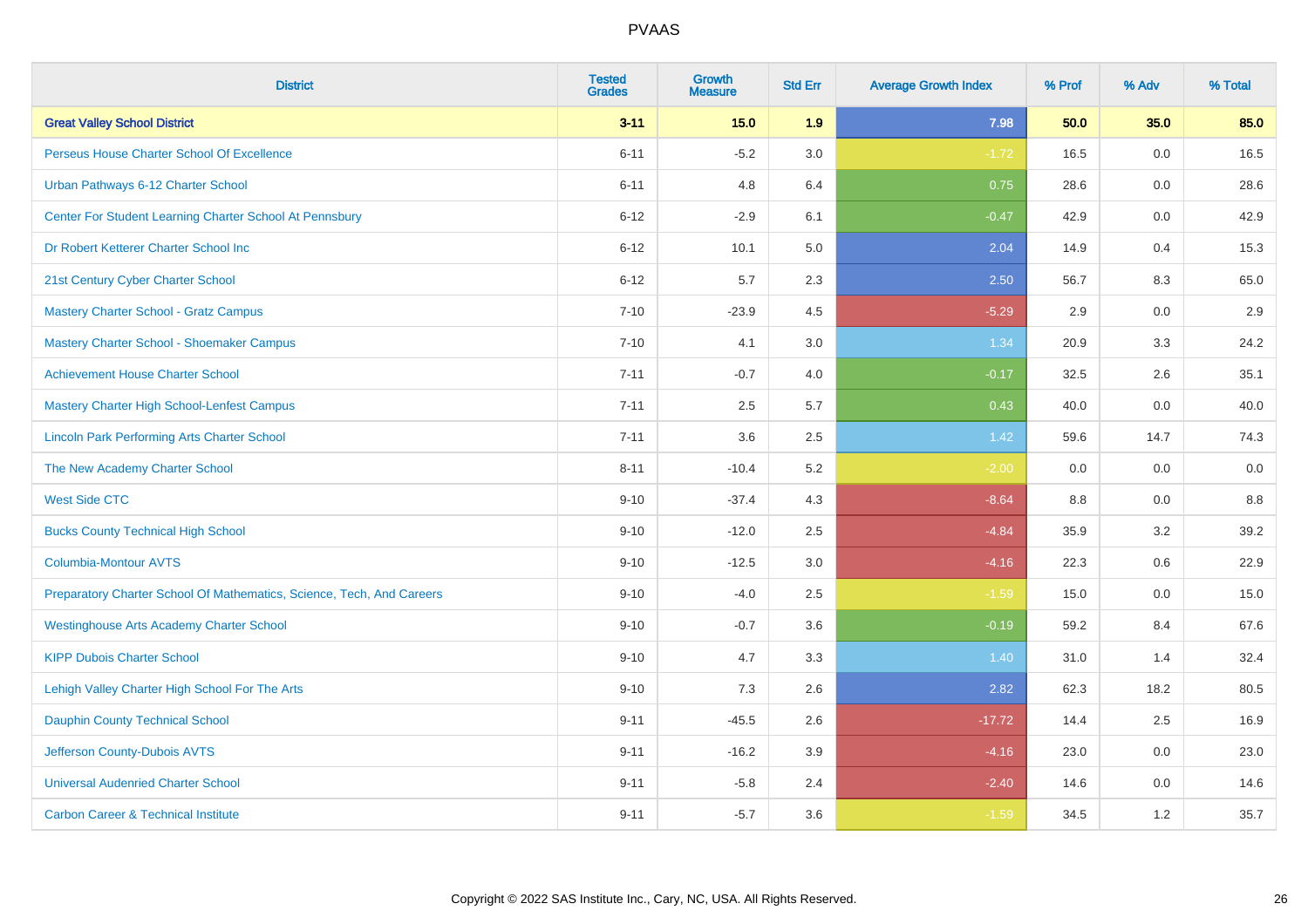# PVAAS

| District | Tested Grades | Growth Measure | Std Err | Average Growth Index | % Prof | % Adv | % Total |
|---|---|---|---|---|---|---|---|
| **Great Valley School District** | **3-11** | **15.0** | **1.9** | **7.98** | **50.0** | **35.0** | **85.0** |
| Perseus House Charter School Of Excellence | 6-11 | -5.2 | 3.0 | -1.72 | 16.5 | 0.0 | 16.5 |
| Urban Pathways 6-12 Charter School | 6-11 | 4.8 | 6.4 | 0.75 | 28.6 | 0.0 | 28.6 |
| Center For Student Learning Charter School At Pennsbury | 6-12 | -2.9 | 6.1 | -0.47 | 42.9 | 0.0 | 42.9 |
| Dr Robert Ketterer Charter School Inc | 6-12 | 10.1 | 5.0 | 2.04 | 14.9 | 0.4 | 15.3 |
| 21st Century Cyber Charter School | 6-12 | 5.7 | 2.3 | 2.50 | 56.7 | 8.3 | 65.0 |
| Mastery Charter School - Gratz Campus | 7-10 | -23.9 | 4.5 | -5.29 | 2.9 | 0.0 | 2.9 |
| Mastery Charter School - Shoemaker Campus | 7-10 | 4.1 | 3.0 | 1.34 | 20.9 | 3.3 | 24.2 |
| Achievement House Charter School | 7-11 | -0.7 | 4.0 | -0.17 | 32.5 | 2.6 | 35.1 |
| Mastery Charter High School-Lenfest Campus | 7-11 | 2.5 | 5.7 | 0.43 | 40.0 | 0.0 | 40.0 |
| Lincoln Park Performing Arts Charter School | 7-11 | 3.6 | 2.5 | 1.42 | 59.6 | 14.7 | 74.3 |
| The New Academy Charter School | 8-11 | -10.4 | 5.2 | -2.00 | 0.0 | 0.0 | 0.0 |
| West Side CTC | 9-10 | -37.4 | 4.3 | -8.64 | 8.8 | 0.0 | 8.8 |
| Bucks County Technical High School | 9-10 | -12.0 | 2.5 | -4.84 | 35.9 | 3.2 | 39.2 |
| Columbia-Montour AVTS | 9-10 | -12.5 | 3.0 | -4.16 | 22.3 | 0.6 | 22.9 |
| Preparatory Charter School Of Mathematics, Science, Tech, And Careers | 9-10 | -4.0 | 2.5 | -1.59 | 15.0 | 0.0 | 15.0 |
| Westinghouse Arts Academy Charter School | 9-10 | -0.7 | 3.6 | -0.19 | 59.2 | 8.4 | 67.6 |
| KIPP Dubois Charter School | 9-10 | 4.7 | 3.3 | 1.40 | 31.0 | 1.4 | 32.4 |
| Lehigh Valley Charter High School For The Arts | 9-10 | 7.3 | 2.6 | 2.82 | 62.3 | 18.2 | 80.5 |
| Dauphin County Technical School | 9-11 | -45.5 | 2.6 | -17.72 | 14.4 | 2.5 | 16.9 |
| Jefferson County-Dubois AVTS | 9-11 | -16.2 | 3.9 | -4.16 | 23.0 | 0.0 | 23.0 |
| Universal Audenried Charter School | 9-11 | -5.8 | 2.4 | -2.40 | 14.6 | 0.0 | 14.6 |
| Carbon Career & Technical Institute | 9-11 | -5.7 | 3.6 | -1.59 | 34.5 | 1.2 | 35.7 |

Copyright © 2022 SAS Institute Inc., Cary, NC, USA. All Rights Reserved.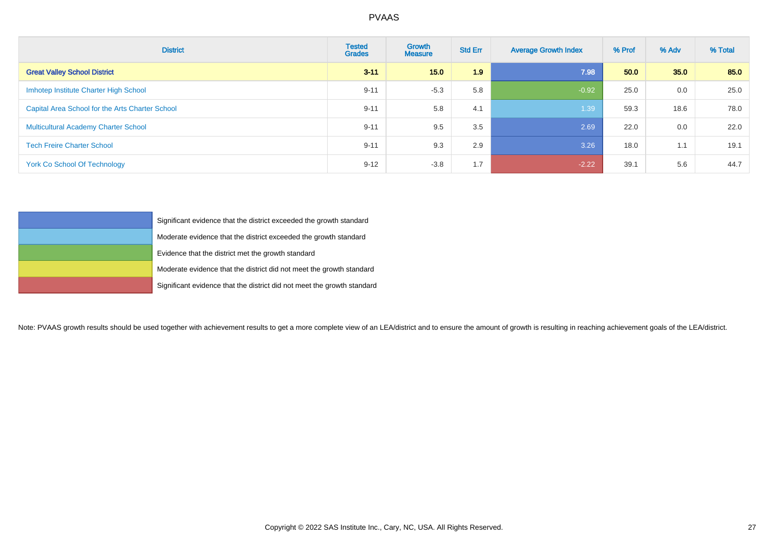PVAAS

| District | Tested Grades | Growth Measure | Std Err | Average Growth Index | % Prof | % Adv | % Total |
|---|---|---|---|---|---|---|---|
| **Great Valley School District** | **3-11** | **15.0** | **1.9** | **7.98** | **50.0** | **35.0** | **85.0** |
| Imhotep Institute Charter High School | 9-11 | -5.3 | 5.8 | -0.92 | 25.0 | 0.0 | 25.0 |
| Capital Area School for the Arts Charter School | 9-11 | 5.8 | 4.1 | 1.39 | 59.3 | 18.6 | 78.0 |
| Multicultural Academy Charter School | 9-11 | 9.5 | 3.5 | 2.69 | 22.0 | 0.0 | 22.0 |
| Tech Freire Charter School | 9-11 | 9.3 | 2.9 | 3.26 | 18.0 | 1.1 | 19.1 |
| York Co School Of Technology | 9-12 | -3.8 | 1.7 | -2.22 | 39.1 | 5.6 | 44.7 |

Significant evidence that the district exceeded the growth standard

Moderate evidence that the district exceeded the growth standard

Evidence that the district met the growth standard

Moderate evidence that the district did not meet the growth standard

Significant evidence that the district did not meet the growth standard

Note: PVAAS growth results should be used together with achievement results to get a more complete view of an LEA/district and to ensure the amount of growth is resulting in reaching achievement goals of the LEA/district.

Copyright © 2022 SAS Institute Inc., Cary, NC, USA. All Rights Reserved.